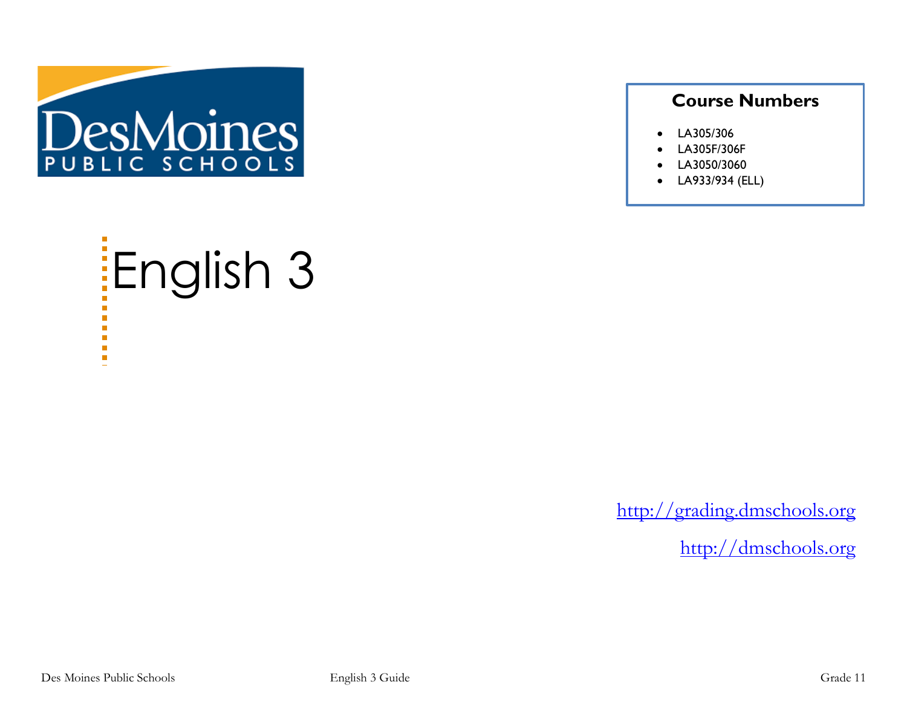Des Moines
PUBLIC SCHOOLS

**Course Numbers**

- LA305/306
- LA305F/306F
- LA3050/3060
- LA933/934 (ELL)

# English 3

http://grading.dmschools.org

http://dmschools.org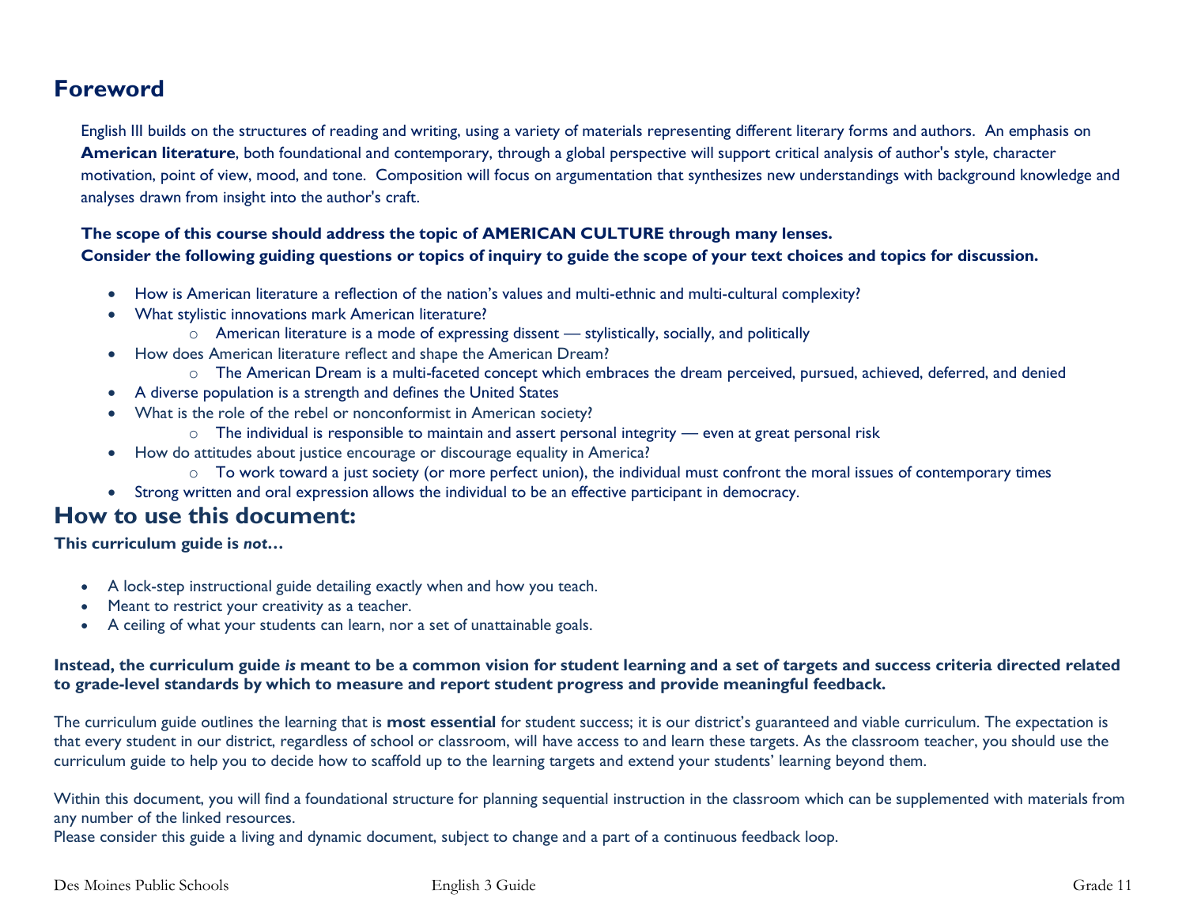## Foreword

English III builds on the structures of reading and writing, using a variety of materials representing different literary forms and authors. An emphasis on **American literature**, both foundational and contemporary, through a global perspective will support critical analysis of author's style, character motivation, point of view, mood, and tone. Composition will focus on argumentation that synthesizes new understandings with background knowledge and analyses drawn from insight into the author's craft.

**The scope of this course should address the topic of AMERICAN CULTURE through many lenses.**
**Consider the following guiding questions or topics of inquiry to guide the scope of your text choices and topics for discussion.**

- How is American literature a reflection of the nation's values and multi-ethnic and multi-cultural complexity?
- What stylistic innovations mark American literature?
  - American literature is a mode of expressing dissent — stylistically, socially, and politically
- How does American literature reflect and shape the American Dream?
  - The American Dream is a multi-faceted concept which embraces the dream perceived, pursued, achieved, deferred, and denied
- A diverse population is a strength and defines the United States
- What is the role of the rebel or nonconformist in American society?
  - The individual is responsible to maintain and assert personal integrity — even at great personal risk
- How do attitudes about justice encourage or discourage equality in America?
  - To work toward a just society (or more perfect union), the individual must confront the moral issues of contemporary times
- Strong written and oral expression allows the individual to be an effective participant in democracy.

## How to use this document:

**This curriculum guide is *not*…**

- A lock-step instructional guide detailing exactly when and how you teach.
- Meant to restrict your creativity as a teacher.
- A ceiling of what your students can learn, nor a set of unattainable goals.

**Instead, the curriculum guide *is* meant to be a common vision for student learning and a set of targets and success criteria directed related to grade-level standards by which to measure and report student progress and provide meaningful feedback.**

The curriculum guide outlines the learning that is **most essential** for student success; it is our district's guaranteed and viable curriculum. The expectation is that every student in our district, regardless of school or classroom, will have access to and learn these targets. As the classroom teacher, you should use the curriculum guide to help you to decide how to scaffold up to the learning targets and extend your students' learning beyond them.

Within this document, you will find a foundational structure for planning sequential instruction in the classroom which can be supplemented with materials from any number of the linked resources.
Please consider this guide a living and dynamic document, subject to change and a part of a continuous feedback loop.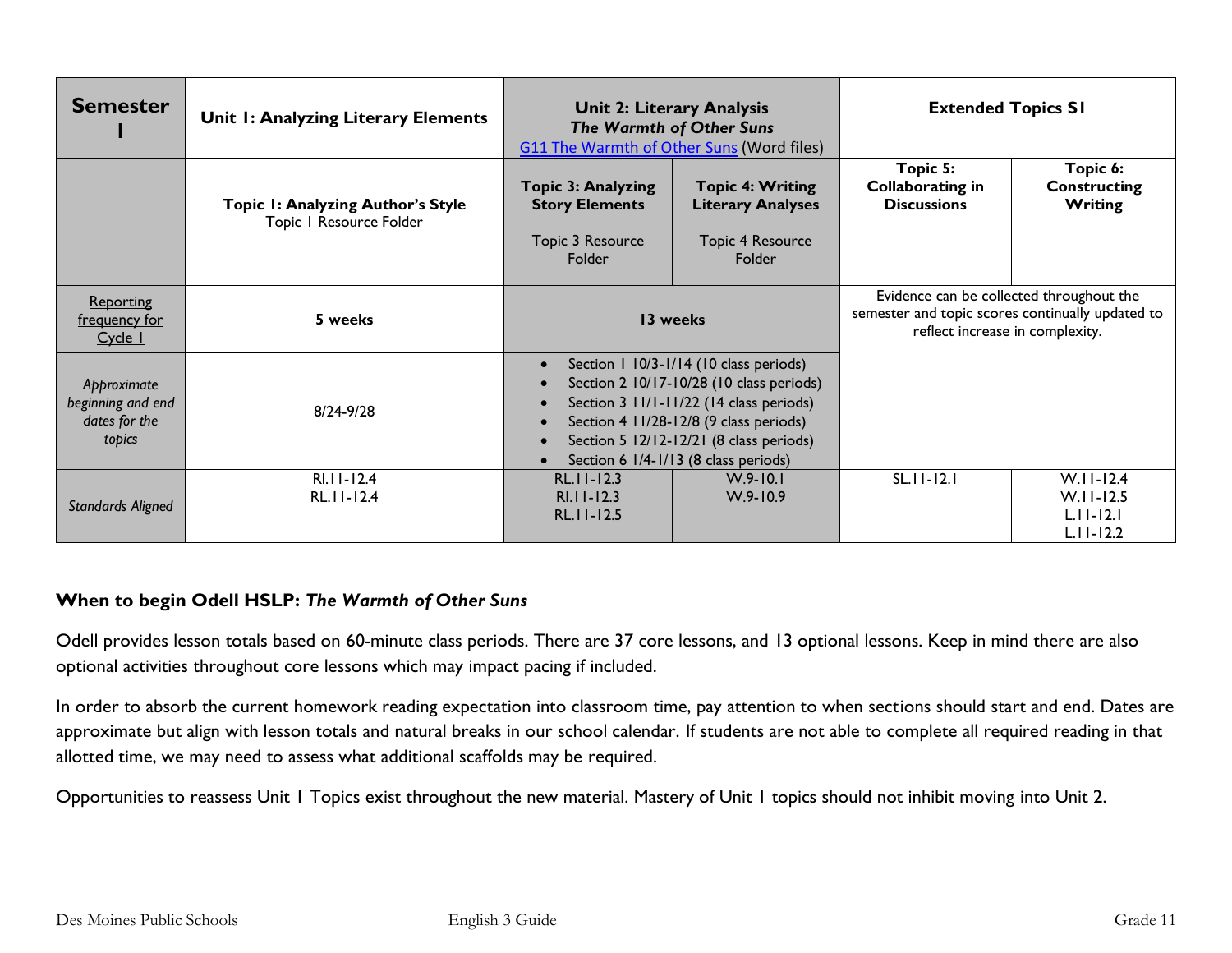| **Semester I** | **Unit 1: Analyzing Literary Elements** | **Unit 2: Literary Analysis** ***The Warmth of Other Suns*** [G11 The Warmth of Other Suns](#) (Word files) | | **Extended Topics S1** | |
|---|---|---|---|---|---|
| | **Topic 1: Analyzing Author's Style** Topic 1 Resource Folder | **Topic 3: Analyzing Story Elements** Topic 3 Resource Folder | **Topic 4: Writing Literary Analyses** Topic 4 Resource Folder | **Topic 5: Collaborating in Discussions** | **Topic 6: Constructing Writing** |
| Reporting frequency for Cycle 1 | **5 weeks** | **13 weeks** | | Evidence can be collected throughout the semester and topic scores continually updated to reflect increase in complexity. | |
| *Approximate beginning and end dates for the topics* | 8/24-9/28 | • Section 1 10/3-1/14 (10 class periods)<br>• Section 2 10/17-10/28 (10 class periods)<br>• Section 3 11/1-11/22 (14 class periods)<br>• Section 4 11/28-12/8 (9 class periods)<br>• Section 5 12/12-12/21 (8 class periods)<br>• Section 6 1/4-1/13 (8 class periods) | | | |
| *Standards Aligned* | RI.11-12.4<br>RL.11-12.4 | RL.11-12.3<br>RI.11-12.3<br>RL.11-12.5 | W.9-10.1<br>W.9-10.9 | SL.11-12.1 | W.11-12.4<br>W.11-12.5<br>L.11-12.1<br>L.11-12.2 |

**When to begin Odell HSLP: *The Warmth of Other Suns***

Odell provides lesson totals based on 60-minute class periods. There are 37 core lessons, and 13 optional lessons. Keep in mind there are also optional activities throughout core lessons which may impact pacing if included.

In order to absorb the current homework reading expectation into classroom time, pay attention to when sections should start and end. Dates are approximate but align with lesson totals and natural breaks in our school calendar. If students are not able to complete all required reading in that allotted time, we may need to assess what additional scaffolds may be required.

Opportunities to reassess Unit 1 Topics exist throughout the new material. Mastery of Unit 1 topics should not inhibit moving into Unit 2.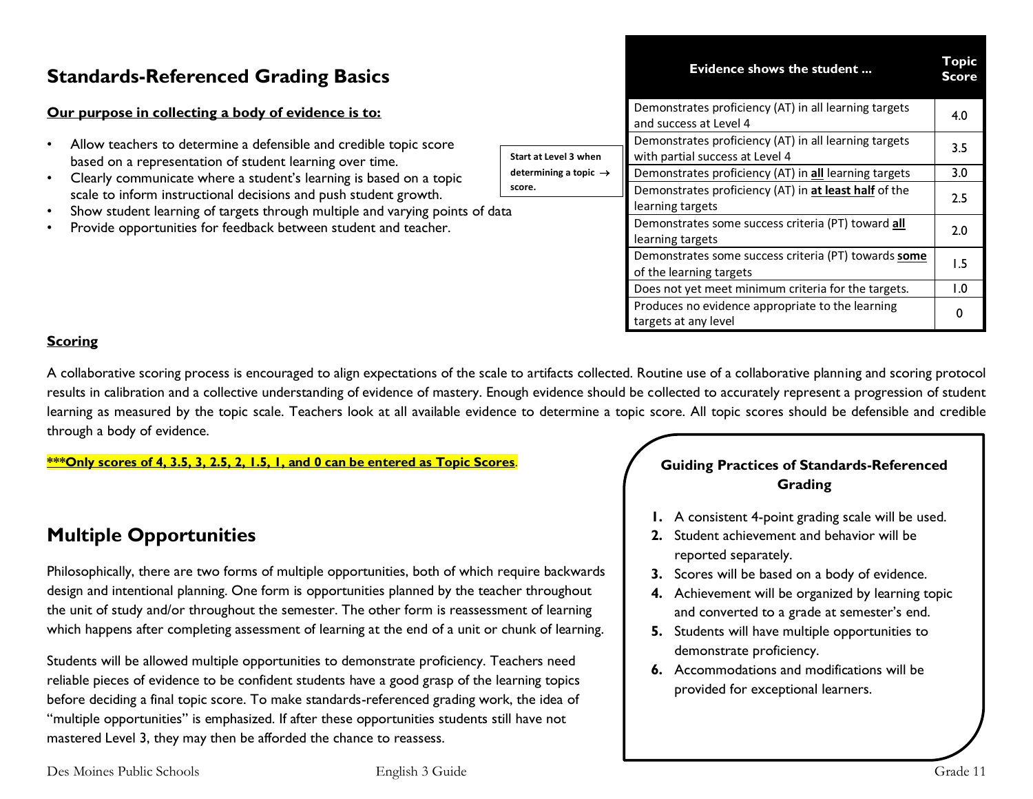## Standards-Referenced Grading Basics

**Our purpose in collecting a body of evidence is to:**

- Allow teachers to determine a defensible and credible topic score based on a representation of student learning over time.
- Clearly communicate where a student's learning is based on a topic scale to inform instructional decisions and push student growth.
- Show student learning of targets through multiple and varying points of data
- Provide opportunities for feedback between student and teacher.

**Start at Level 3 when determining a topic → score.**

| Evidence shows the student ... | Topic Score |
|---|---|
| Demonstrates proficiency (AT) in all learning targets and success at Level 4 | 4.0 |
| Demonstrates proficiency (AT) in all learning targets with partial success at Level 4 | 3.5 |
| Demonstrates proficiency (AT) in **all** learning targets | 3.0 |
| Demonstrates proficiency (AT) in **at least half** of the learning targets | 2.5 |
| Demonstrates some success criteria (PT) toward **all** learning targets | 2.0 |
| Demonstrates some success criteria (PT) towards **some** of the learning targets | 1.5 |
| Does not yet meet minimum criteria for the targets. | 1.0 |
| Produces no evidence appropriate to the learning targets at any level | 0 |

**Scoring**

A collaborative scoring process is encouraged to align expectations of the scale to artifacts collected. Routine use of a collaborative planning and scoring protocol results in calibration and a collective understanding of evidence of mastery. Enough evidence should be collected to accurately represent a progression of student learning as measured by the topic scale. Teachers look at all available evidence to determine a topic score. All topic scores should be defensible and credible through a body of evidence.

**\*\*\*Only scores of 4, 3.5, 3, 2.5, 2, 1.5, 1, and 0 can be entered as Topic Scores**.

## Multiple Opportunities

Philosophically, there are two forms of multiple opportunities, both of which require backwards design and intentional planning. One form is opportunities planned by the teacher throughout the unit of study and/or throughout the semester. The other form is reassessment of learning which happens after completing assessment of learning at the end of a unit or chunk of learning.

Students will be allowed multiple opportunities to demonstrate proficiency. Teachers need reliable pieces of evidence to be confident students have a good grasp of the learning topics before deciding a final topic score. To make standards-referenced grading work, the idea of "multiple opportunities" is emphasized. If after these opportunities students still have not mastered Level 3, they may then be afforded the chance to reassess.

**Guiding Practices of Standards-Referenced Grading**

1. A consistent 4-point grading scale will be used.
2. Student achievement and behavior will be reported separately.
3. Scores will be based on a body of evidence.
4. Achievement will be organized by learning topic and converted to a grade at semester's end.
5. Students will have multiple opportunities to demonstrate proficiency.
6. Accommodations and modifications will be provided for exceptional learners.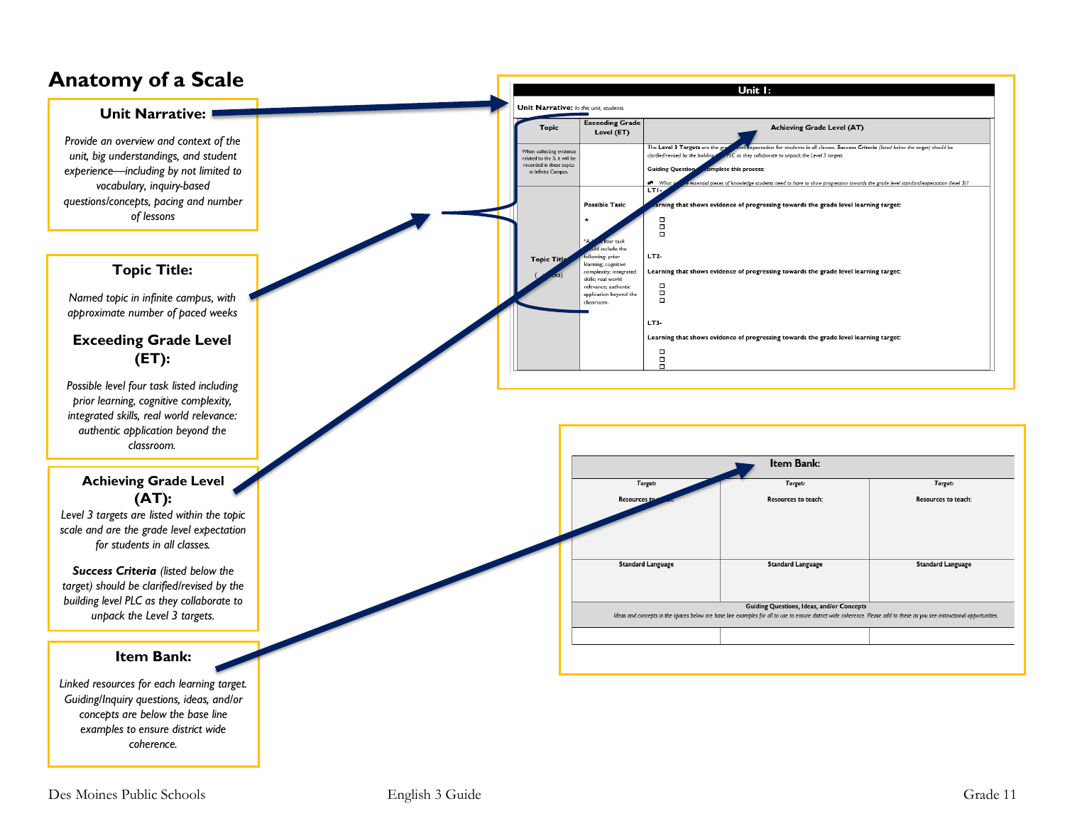# Anatomy of a Scale

### Unit Narrative:

*Provide an overview and context of the unit, big understandings, and student experience—including by not limited to vocabulary, inquiry-based questions/concepts, pacing and number of lessons*

### Topic Title:

*Named topic in infinite campus, with approximate number of paced weeks*

### Exceeding Grade Level (ET):

*Possible level four task listed including prior learning, cognitive complexity, integrated skills, real world relevance: authentic application beyond the classroom.*

### Achieving Grade Level (AT):

*Level 3 targets are listed within the topic scale and are the grade level expectation for students in all classes.*

***Success Criteria** (listed below the target) should be clarified/revised by the building level PLC as they collaborate to unpack the Level 3 targets.*

### Item Bank:

*Linked resources for each learning target. Guiding/Inquiry questions, ideas, and/or concepts are below the base line examples to ensure district wide coherence.*

| Unit 1: | | |
|---|---|---|
| **Unit Narrative:** *In this unit, students* | | |
| **Topic** | **Exceeding Grade Level (ET)** | **Achieving Grade Level (AT)** |
| When collecting evidence related to the 3, it will be recorded in these topics in Infinite Campus. | | The **Level 3 Targets** are the grade level expectation for students in all classes. ***Success Criteria*** *(listed below the target) should be clarified/revised by the building level PLC as they collaborate to unpack the Level 3 targets.* **Guiding Questions to complete this process:** *What are the essential pieces of knowledge students need to have to show progression towards the grade level standard/expectation (level 3)?* |
| **Topic Title** ( weeks) | **Possible Task:** ★ *A level four task should include the following: prior learning; cognitive complexity; integrated skills; real world relevance; authentic application beyond the classroom.* | **LT1-** **Learning that shows evidence of progressing towards the grade level learning target:** ☐ ☐ ☐ **LT2-** **Learning that shows evidence of progressing towards the grade level learning target:** ☐ ☐ ☐ **LT3-** **Learning that shows evidence of progressing towards the grade level learning target:** ☐ ☐ ☐ |

| Item Bank: | | |
|---|---|---|
| *Target:* **Resources to teach:** | *Target:* **Resources to teach:** | *Target:* **Resources to teach:** |
| **Standard Language** | **Standard Language** | **Standard Language** |
| **Guiding Questions, Ideas, and/or Concepts** *Ideas and concepts in the spaces below are base line examples for all to use to ensure district wide coherence. Please add to these as you see instructional opportunities.* | | |
| | | |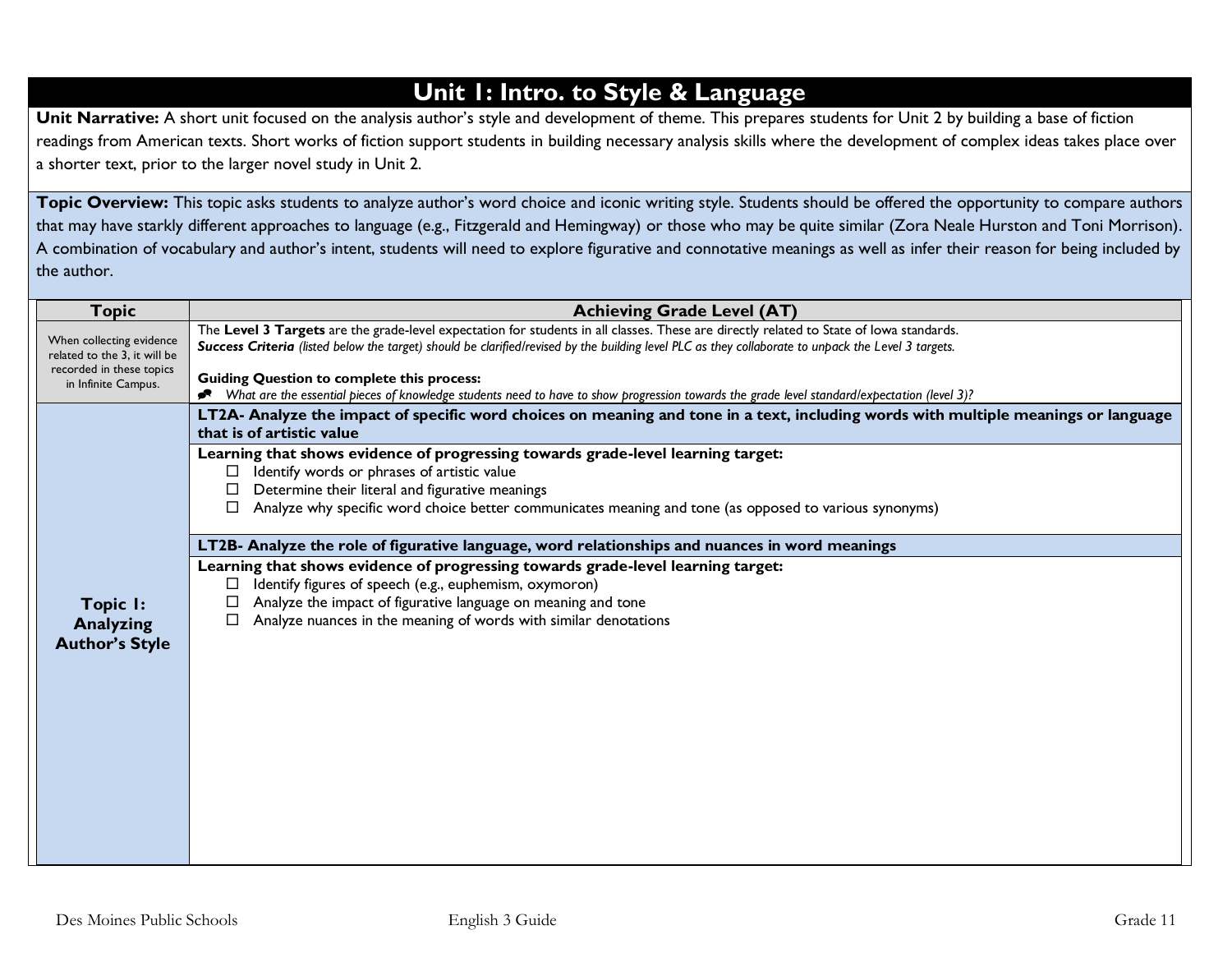# Unit 1: Intro. to Style & Language

**Unit Narrative:** A short unit focused on the analysis author's style and development of theme. This prepares students for Unit 2 by building a base of fiction readings from American texts. Short works of fiction support students in building necessary analysis skills where the development of complex ideas takes place over a shorter text, prior to the larger novel study in Unit 2.

**Topic Overview:** This topic asks students to analyze author's word choice and iconic writing style. Students should be offered the opportunity to compare authors that may have starkly different approaches to language (e.g., Fitzgerald and Hemingway) or those who may be quite similar (Zora Neale Hurston and Toni Morrison). A combination of vocabulary and author's intent, students will need to explore figurative and connotative meanings as well as infer their reason for being included by the author.

| Topic | Achieving Grade Level (AT) |
|---|---|
| When collecting evidence related to the 3, it will be recorded in these topics in Infinite Campus. | The **Level 3 Targets** are the grade-level expectation for students in all classes. These are directly related to State of Iowa standards.<br>***Success Criteria*** *(listed below the target) should be clarified/revised by the building level PLC as they collaborate to unpack the Level 3 targets.*<br><br>**Guiding Question to complete this process:**<br>*What are the essential pieces of knowledge students need to have to show progression towards the grade level standard/expectation (level 3)?* |
| **Topic 1: Analyzing Author's Style** | **LT2A- Analyze the impact of specific word choices on meaning and tone in a text, including words with multiple meanings or language that is of artistic value** |
| | **Learning that shows evidence of progressing towards grade-level learning target:**<br>☐ Identify words or phrases of artistic value<br>☐ Determine their literal and figurative meanings<br>☐ Analyze why specific word choice better communicates meaning and tone (as opposed to various synonyms) |
| | **LT2B- Analyze the role of figurative language, word relationships and nuances in word meanings** |
| | **Learning that shows evidence of progressing towards grade-level learning target:**<br>☐ Identify figures of speech (e.g., euphemism, oxymoron)<br>☐ Analyze the impact of figurative language on meaning and tone<br>☐ Analyze nuances in the meaning of words with similar denotations |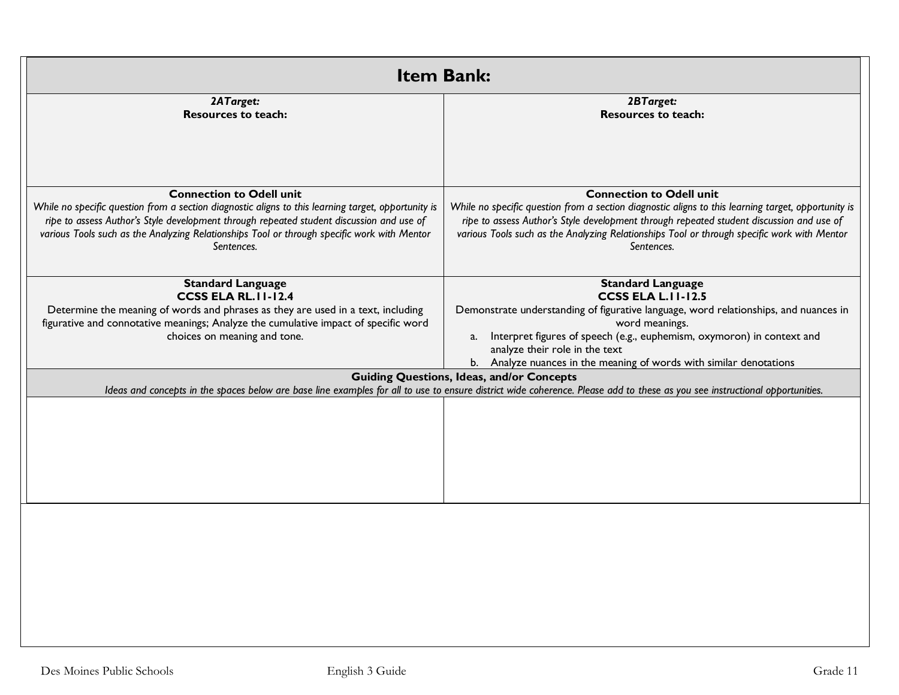| Item Bank: | |
|---|---|
| ***2ATarget:*** **Resources to teach:** | ***2BTarget:*** **Resources to teach:** |
| **Connection to Odell unit** *While no specific question from a section diagnostic aligns to this learning target, opportunity is ripe to assess Author's Style development through repeated student discussion and use of various Tools such as the Analyzing Relationships Tool or through specific work with Mentor Sentences.* | **Connection to Odell unit** *While no specific question from a section diagnostic aligns to this learning target, opportunity is ripe to assess Author's Style development through repeated student discussion and use of various Tools such as the Analyzing Relationships Tool or through specific work with Mentor Sentences.* |
| **Standard Language** **CCSS ELA RL.11-12.4** Determine the meaning of words and phrases as they are used in a text, including figurative and connotative meanings; Analyze the cumulative impact of specific word choices on meaning and tone. | **Standard Language** **CCSS ELA L.11-12.5** Demonstrate understanding of figurative language, word relationships, and nuances in word meanings. a. Interpret figures of speech (e.g., euphemism, oxymoron) in context and analyze their role in the text b. Analyze nuances in the meaning of words with similar denotations |
| **Guiding Questions, Ideas, and/or Concepts** *Ideas and concepts in the spaces below are base line examples for all to use to ensure district wide coherence. Please add to these as you see instructional opportunities.* | |
| | |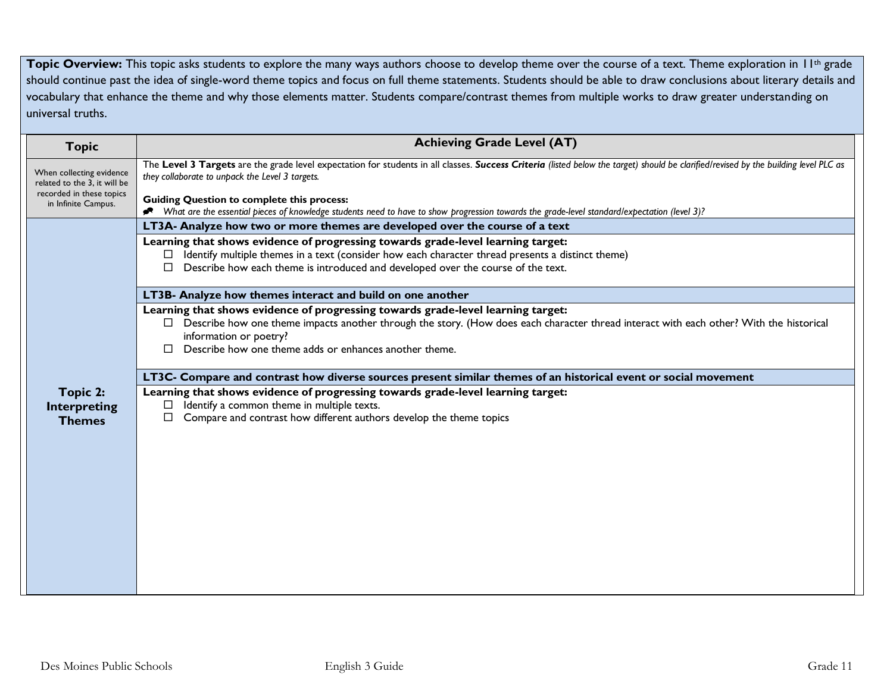**Topic Overview:** This topic asks students to explore the many ways authors choose to develop theme over the course of a text. Theme exploration in 11th grade should continue past the idea of single-word theme topics and focus on full theme statements. Students should be able to draw conclusions about literary details and vocabulary that enhance the theme and why those elements matter. Students compare/contrast themes from multiple works to draw greater understanding on universal truths.

| Topic | Achieving Grade Level (AT) |
|---|---|
| When collecting evidence related to the 3, it will be recorded in these topics in Infinite Campus. | The **Level 3 Targets** are the grade level expectation for students in all classes. ***Success Criteria*** *(listed below the target) should be clarified/revised by the building level PLC as they collaborate to unpack the Level 3 targets.*<br><br>**Guiding Question to complete this process:**<br>*What are the essential pieces of knowledge students need to have to show progression towards the grade-level standard/expectation (level 3)?* |
| **Topic 2: Interpreting Themes** | **LT3A- Analyze how two or more themes are developed over the course of a text** |
| | **Learning that shows evidence of progressing towards grade-level learning target:**<br>☐ Identify multiple themes in a text (consider how each character thread presents a distinct theme)<br>☐ Describe how each theme is introduced and developed over the course of the text. |
| | **LT3B- Analyze how themes interact and build on one another** |
| | **Learning that shows evidence of progressing towards grade-level learning target:**<br>☐ Describe how one theme impacts another through the story. (How does each character thread interact with each other? With the historical information or poetry?<br>☐ Describe how one theme adds or enhances another theme. |
| | **LT3C- Compare and contrast how diverse sources present similar themes of an historical event or social movement** |
| | **Learning that shows evidence of progressing towards grade-level learning target:**<br>☐ Identify a common theme in multiple texts.<br>☐ Compare and contrast how different authors develop the theme topics |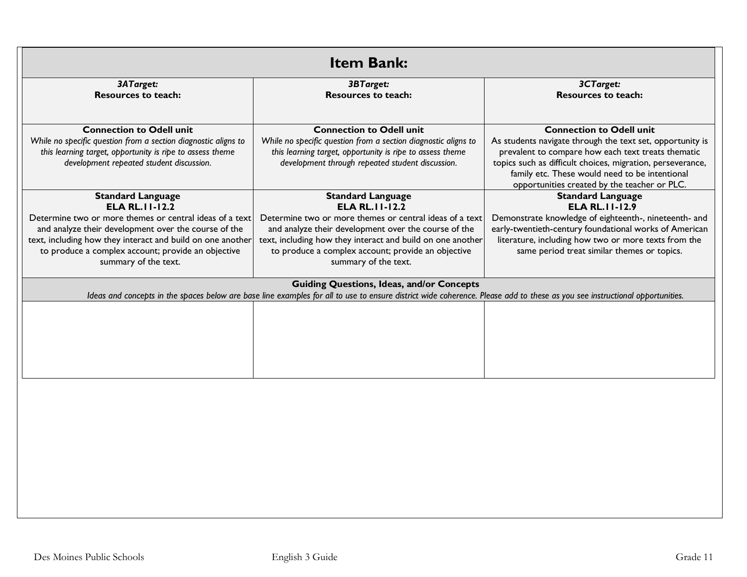| Item Bank: | | |
|---|---|---|
| ***3ATarget:***<br>**Resources to teach:** | ***3BTarget:***<br>**Resources to teach:** | ***3CTarget:***<br>**Resources to teach:** |
| **Connection to Odell unit**<br>*While no specific question from a section diagnostic aligns to this learning target, opportunity is ripe to assess theme development repeated student discussion.* | **Connection to Odell unit**<br>*While no specific question from a section diagnostic aligns to this learning target, opportunity is ripe to assess theme development through repeated student discussion.* | **Connection to Odell unit**<br>As students navigate through the text set, opportunity is prevalent to compare how each text treats thematic topics such as difficult choices, migration, perseverance, family etc. These would need to be intentional opportunities created by the teacher or PLC. |
| **Standard Language**<br>**ELA RL.11-12.2**<br>Determine two or more themes or central ideas of a text and analyze their development over the course of the text, including how they interact and build on one another to produce a complex account; provide an objective summary of the text. | **Standard Language**<br>**ELA RL.11-12.2**<br>Determine two or more themes or central ideas of a text and analyze their development over the course of the text, including how they interact and build on one another to produce a complex account; provide an objective summary of the text. | **Standard Language**<br>**ELA RL.11-12.9**<br>Demonstrate knowledge of eighteenth-, nineteenth- and early-twentieth-century foundational works of American literature, including how two or more texts from the same period treat similar themes or topics. |
| **Guiding Questions, Ideas, and/or Concepts**<br>*Ideas and concepts in the spaces below are base line examples for all to use to ensure district wide coherence. Please add to these as you see instructional opportunities.* | | |
| | | |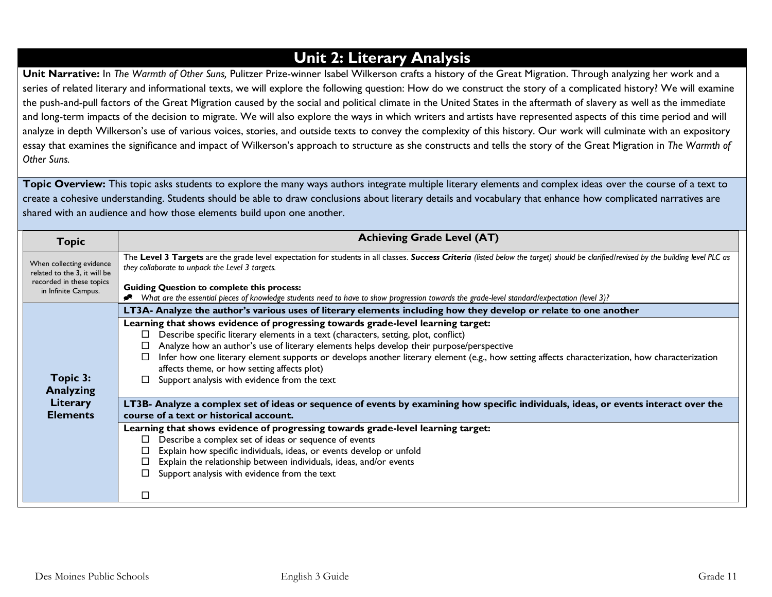# Unit 2: Literary Analysis

**Unit Narrative:** In *The Warmth of Other Suns,* Pulitzer Prize-winner Isabel Wilkerson crafts a history of the Great Migration. Through analyzing her work and a series of related literary and informational texts, we will explore the following question: How do we construct the story of a complicated history? We will examine the push-and-pull factors of the Great Migration caused by the social and political climate in the United States in the aftermath of slavery as well as the immediate and long-term impacts of the decision to migrate. We will also explore the ways in which writers and artists have represented aspects of this time period and will analyze in depth Wilkerson's use of various voices, stories, and outside texts to convey the complexity of this history. Our work will culminate with an expository essay that examines the significance and impact of Wilkerson's approach to structure as she constructs and tells the story of the Great Migration in *The Warmth of Other Suns.*

**Topic Overview:** This topic asks students to explore the many ways authors integrate multiple literary elements and complex ideas over the course of a text to create a cohesive understanding. Students should be able to draw conclusions about literary details and vocabulary that enhance how complicated narratives are shared with an audience and how those elements build upon one another.

| Topic | Achieving Grade Level (AT) |
|---|---|
| When collecting evidence related to the 3, it will be recorded in these topics in Infinite Campus. | The **Level 3 Targets** are the grade level expectation for students in all classes. ***Success Criteria*** *(listed below the target) should be clarified/revised by the building level PLC as they collaborate to unpack the Level 3 targets.*<br><br>**Guiding Question to complete this process:**<br>*What are the essential pieces of knowledge students need to have to show progression towards the grade-level standard/expectation (level 3)?* |
| **Topic 3: Analyzing Literary Elements** | **LT3A- Analyze the author's various uses of literary elements including how they develop or relate to one another** |
| | **Learning that shows evidence of progressing towards grade-level learning target:**<br>☐ Describe specific literary elements in a text (characters, setting, plot, conflict)<br>☐ Analyze how an author's use of literary elements helps develop their purpose/perspective<br>☐ Infer how one literary element supports or develops another literary element (e.g., how setting affects characterization, how characterization affects theme, or how setting affects plot)<br>☐ Support analysis with evidence from the text |
| | **LT3B- Analyze a complex set of ideas or sequence of events by examining how specific individuals, ideas, or events interact over the course of a text or historical account.** |
| | **Learning that shows evidence of progressing towards grade-level learning target:**<br>☐ Describe a complex set of ideas or sequence of events<br>☐ Explain how specific individuals, ideas, or events develop or unfold<br>☐ Explain the relationship between individuals, ideas, and/or events<br>☐ Support analysis with evidence from the text<br><br>☐ |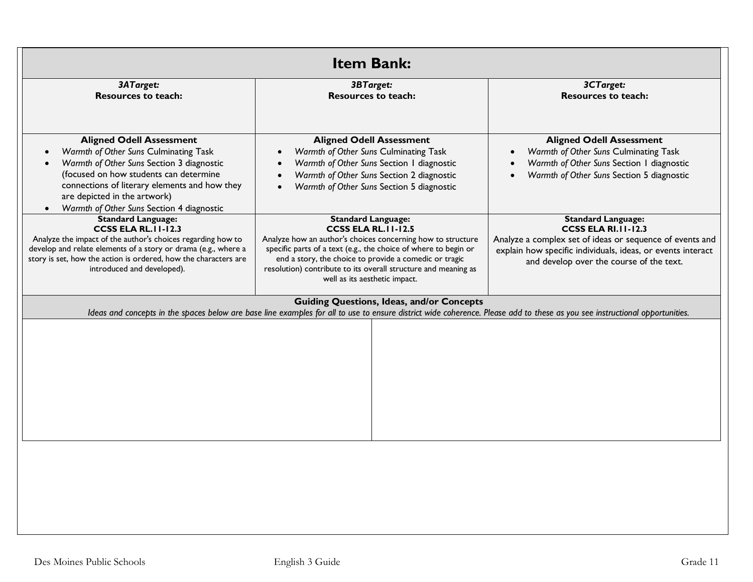| Item Bank: | | |
|---|---|---|
| ***3ATarget:*** **Resources to teach:** | ***3BTarget:*** **Resources to teach:** | ***3CTarget:*** **Resources to teach:** |
| **Aligned Odell Assessment**<br>• *Warmth of Other Suns* Culminating Task<br>• *Warmth of Other Suns* Section 3 diagnostic (focused on how students can determine connections of literary elements and how they are depicted in the artwork)<br>• *Warmth of Other Suns* Section 4 diagnostic | **Aligned Odell Assessment**<br>• *Warmth of Other Suns* Culminating Task<br>• *Warmth of Other Suns* Section 1 diagnostic<br>• *Warmth of Other Suns* Section 2 diagnostic<br>• *Warmth of Other Suns* Section 5 diagnostic | **Aligned Odell Assessment**<br>• *Warmth of Other Suns* Culminating Task<br>• *Warmth of Other Suns* Section 1 diagnostic<br>• *Warmth of Other Suns* Section 5 diagnostic |
| **Standard Language:**<br>**CCSS ELA RL.11-12.3**<br>Analyze the impact of the author's choices regarding how to develop and relate elements of a story or drama (e.g., where a story is set, how the action is ordered, how the characters are introduced and developed). | **Standard Language:**<br>**CCSS ELA RL.11-12.5**<br>Analyze how an author's choices concerning how to structure specific parts of a text (e.g., the choice of where to begin or end a story, the choice to provide a comedic or tragic resolution) contribute to its overall structure and meaning as well as its aesthetic impact. | **Standard Language:**<br>**CCSS ELA RI.11-12.3**<br>Analyze a complex set of ideas or sequence of events and explain how specific individuals, ideas, or events interact and develop over the course of the text. |

**Guiding Questions, Ideas, and/or Concepts**

*Ideas and concepts in the spaces below are base line examples for all to use to ensure district wide coherence. Please add to these as you see instructional opportunities.*

| | |
|---|---|
| | |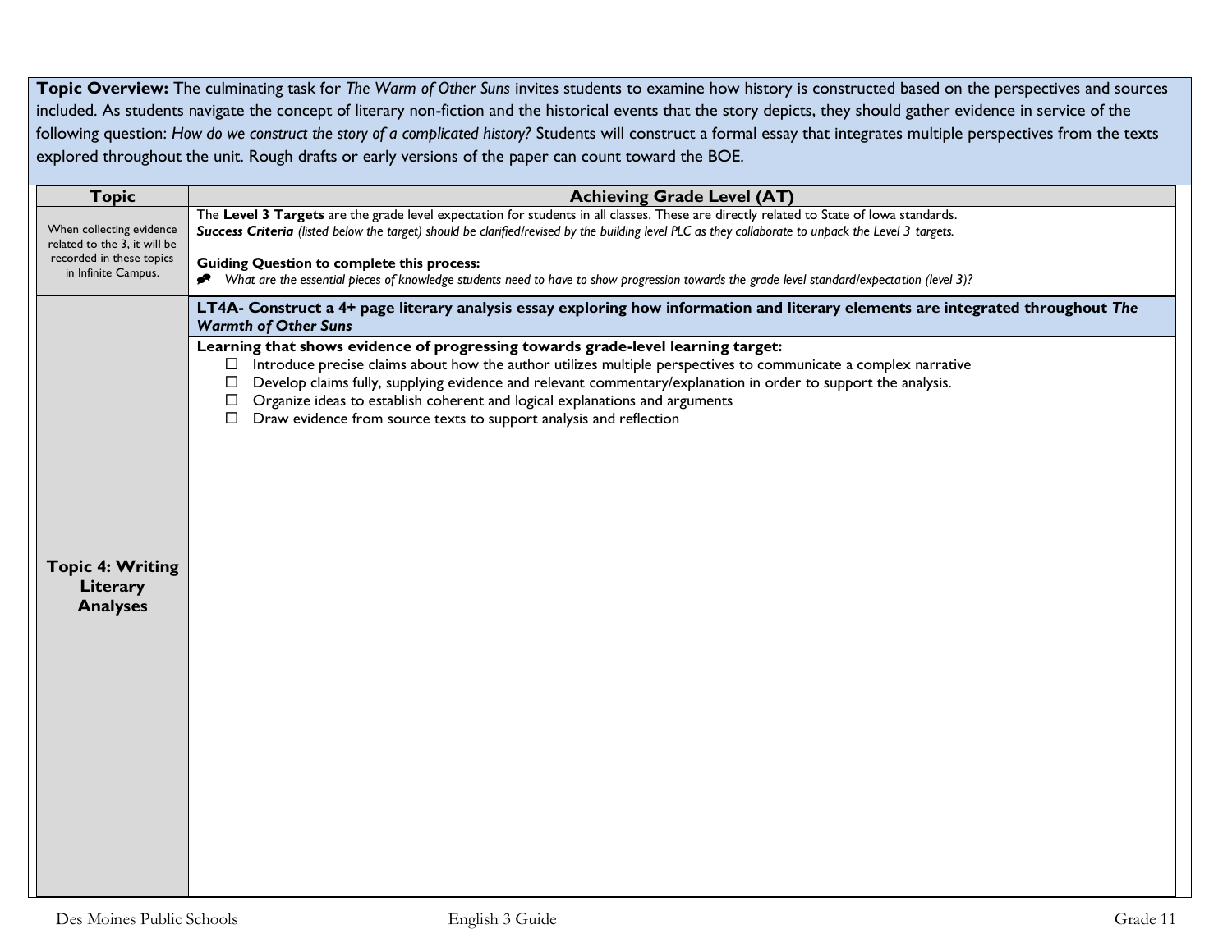**Topic Overview:** The culminating task for *The Warm of Other Suns* invites students to examine how history is constructed based on the perspectives and sources included. As students navigate the concept of literary non-fiction and the historical events that the story depicts, they should gather evidence in service of the following question: *How do we construct the story of a complicated history?* Students will construct a formal essay that integrates multiple perspectives from the texts explored throughout the unit. Rough drafts or early versions of the paper can count toward the BOE.

| Topic | Achieving Grade Level (AT) |
|---|---|
| When collecting evidence related to the 3, it will be recorded in these topics in Infinite Campus. | The **Level 3 Targets** are the grade level expectation for students in all classes. These are directly related to State of Iowa standards.<br>***Success Criteria*** *(listed below the target) should be clarified/revised by the building level PLC as they collaborate to unpack the Level 3 targets.*<br><br>**Guiding Question to complete this process:**<br>*What are the essential pieces of knowledge students need to have to show progression towards the grade level standard/expectation (level 3)?* |
| **Topic 4: Writing Literary Analyses** | **LT4A- Construct a 4+ page literary analysis essay exploring how information and literary elements are integrated throughout *The Warmth of Other Suns***<br><br>**Learning that shows evidence of progressing towards grade-level learning target:**<br>☐ Introduce precise claims about how the author utilizes multiple perspectives to communicate a complex narrative<br>☐ Develop claims fully, supplying evidence and relevant commentary/explanation in order to support the analysis.<br>☐ Organize ideas to establish coherent and logical explanations and arguments<br>☐ Draw evidence from source texts to support analysis and reflection |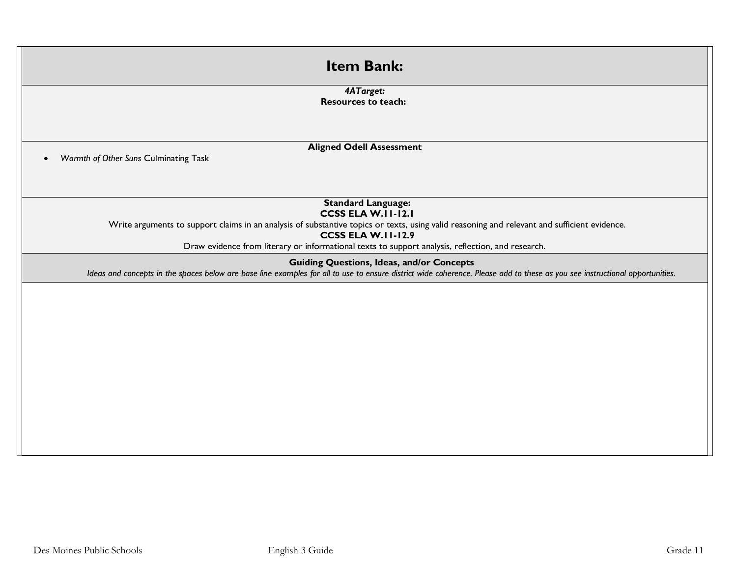## Item Bank:

***4ATarget:***
**Resources to teach:**

**Aligned Odell Assessment**

- *Warmth of Other Suns* Culminating Task

**Standard Language:**

**CCSS ELA W.11-12.1**

Write arguments to support claims in an analysis of substantive topics or texts, using valid reasoning and relevant and sufficient evidence.

**CCSS ELA W.11-12.9**

Draw evidence from literary or informational texts to support analysis, reflection, and research.

**Guiding Questions, Ideas, and/or Concepts**

*Ideas and concepts in the spaces below are base line examples for all to use to ensure district wide coherence. Please add to these as you see instructional opportunities.*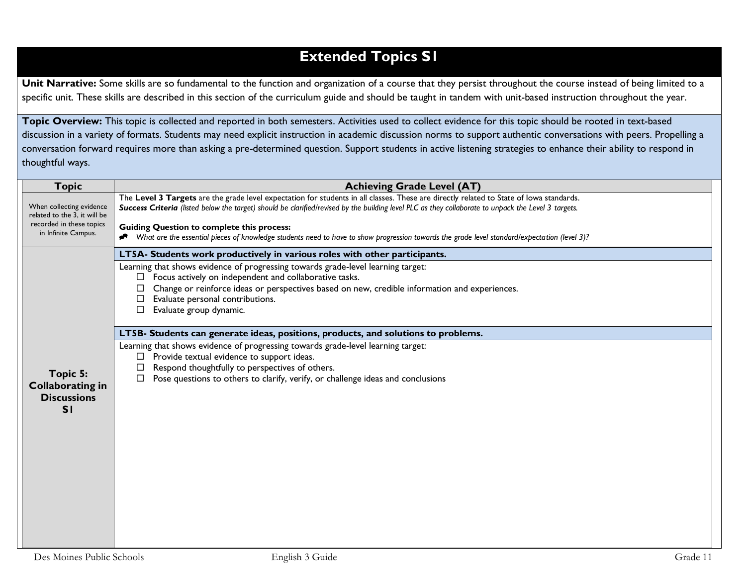# Extended Topics S1

**Unit Narrative:** Some skills are so fundamental to the function and organization of a course that they persist throughout the course instead of being limited to a specific unit. These skills are described in this section of the curriculum guide and should be taught in tandem with unit-based instruction throughout the year.

**Topic Overview:** This topic is collected and reported in both semesters. Activities used to collect evidence for this topic should be rooted in text-based discussion in a variety of formats. Students may need explicit instruction in academic discussion norms to support authentic conversations with peers. Propelling a conversation forward requires more than asking a pre-determined question. Support students in active listening strategies to enhance their ability to respond in thoughtful ways.

| Topic | Achieving Grade Level (AT) |
|---|---|
| When collecting evidence related to the 3, it will be recorded in these topics in Infinite Campus. | The **Level 3 Targets** are the grade level expectation for students in all classes. These are directly related to State of Iowa standards.<br>***Success Criteria*** *(listed below the target) should be clarified/revised by the building level PLC as they collaborate to unpack the Level 3 targets.*<br><br>**Guiding Question to complete this process:**<br>*What are the essential pieces of knowledge students need to have to show progression towards the grade level standard/expectation (level 3)?* |
| **Topic 5: Collaborating in Discussions S1** | **LT5A- Students work productively in various roles with other participants.**<br>Learning that shows evidence of progressing towards grade-level learning target:<br>☐ Focus actively on independent and collaborative tasks.<br>☐ Change or reinforce ideas or perspectives based on new, credible information and experiences.<br>☐ Evaluate personal contributions.<br>☐ Evaluate group dynamic.<br><br>**LT5B- Students can generate ideas, positions, products, and solutions to problems.**<br>Learning that shows evidence of progressing towards grade-level learning target:<br>☐ Provide textual evidence to support ideas.<br>☐ Respond thoughtfully to perspectives of others.<br>☐ Pose questions to others to clarify, verify, or challenge ideas and conclusions |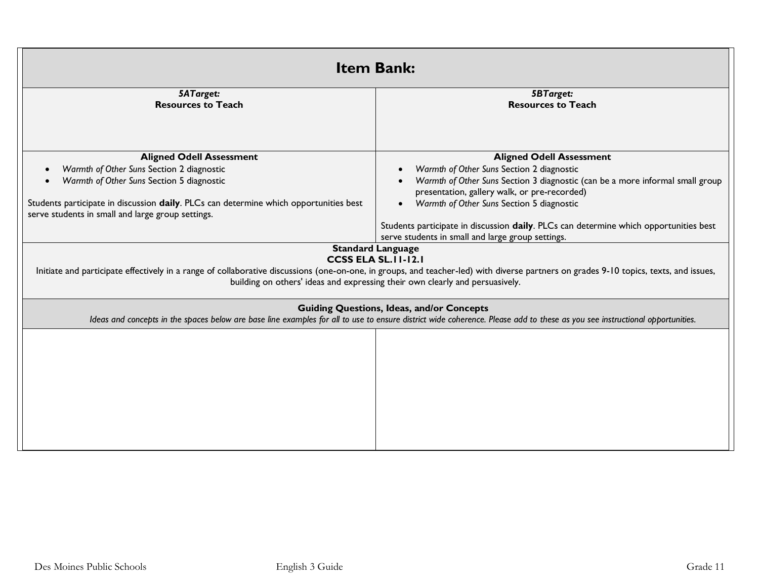# Item Bank:

| *5ATarget:* **Resources to Teach** | *5BTarget:* **Resources to Teach** |
|---|---|
| | |
| **Aligned Odell Assessment**<br>• *Warmth of Other Suns* Section 2 diagnostic<br>• *Warmth of Other Suns* Section 5 diagnostic<br><br>Students participate in discussion **daily**. PLCs can determine which opportunities best serve students in small and large group settings. | **Aligned Odell Assessment**<br>• *Warmth of Other Suns* Section 2 diagnostic<br>• *Warmth of Other Suns* Section 3 diagnostic (can be a more informal small group presentation, gallery walk, or pre-recorded)<br>• *Warmth of Other Suns* Section 5 diagnostic<br><br>Students participate in discussion **daily**. PLCs can determine which opportunities best serve students in small and large group settings. |

**Standard Language**
**CCSS ELA SL.11-12.1**

Initiate and participate effectively in a range of collaborative discussions (one-on-one, in groups, and teacher-led) with diverse partners on grades 9-10 topics, texts, and issues, building on others' ideas and expressing their own clearly and persuasively.

**Guiding Questions, Ideas, and/or Concepts**

*Ideas and concepts in the spaces below are base line examples for all to use to ensure district wide coherence. Please add to these as you see instructional opportunities.*

| | |
|---|---|
| | |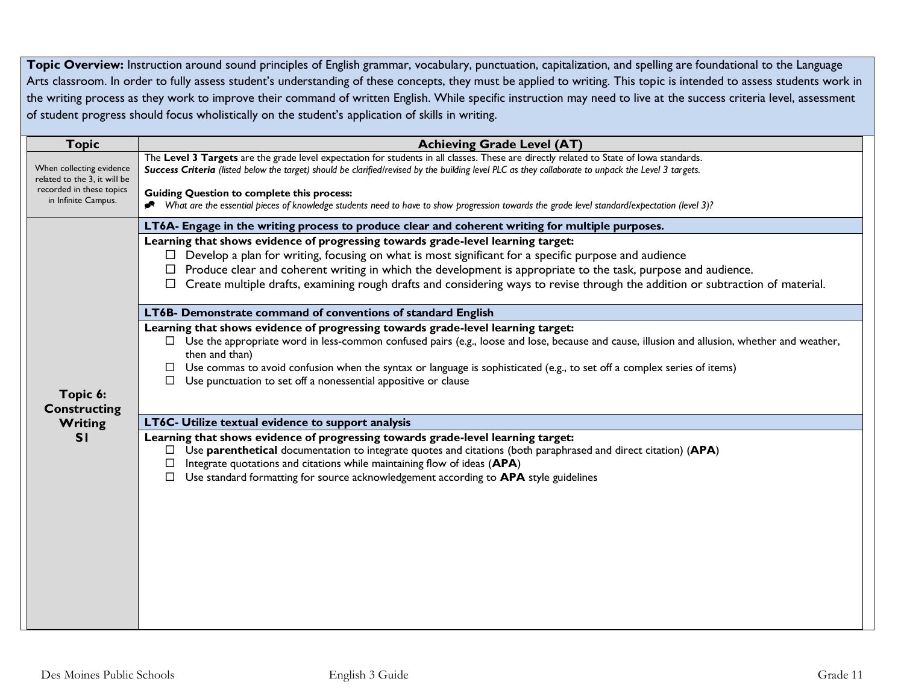**Topic Overview:** Instruction around sound principles of English grammar, vocabulary, punctuation, capitalization, and spelling are foundational to the Language Arts classroom. In order to fully assess student's understanding of these concepts, they must be applied to writing. This topic is intended to assess students work in the writing process as they work to improve their command of written English. While specific instruction may need to live at the success criteria level, assessment of student progress should focus wholistically on the student's application of skills in writing.

| Topic | Achieving Grade Level (AT) |
|---|---|
| When collecting evidence related to the 3, it will be recorded in these topics in Infinite Campus. | The **Level 3 Targets** are the grade level expectation for students in all classes. These are directly related to State of Iowa standards.<br>***Success Criteria*** *(listed below the target) should be clarified/revised by the building level PLC as they collaborate to unpack the Level 3 targets.*<br><br>**Guiding Question to complete this process:**<br>*What are the essential pieces of knowledge students need to have to show progression towards the grade level standard/expectation (level 3)?* |
| **Topic 6: Constructing Writing S1** | **LT6A- Engage in the writing process to produce clear and coherent writing for multiple purposes.**<br>**Learning that shows evidence of progressing towards grade-level learning target:**<br>☐ Develop a plan for writing, focusing on what is most significant for a specific purpose and audience<br>☐ Produce clear and coherent writing in which the development is appropriate to the task, purpose and audience.<br>☐ Create multiple drafts, examining rough drafts and considering ways to revise through the addition or subtraction of material. |
| | **LT6B- Demonstrate command of conventions of standard English**<br>**Learning that shows evidence of progressing towards grade-level learning target:**<br>☐ Use the appropriate word in less-common confused pairs (e.g., loose and lose, because and cause, illusion and allusion, whether and weather, then and than)<br>☐ Use commas to avoid confusion when the syntax or language is sophisticated (e.g., to set off a complex series of items)<br>☐ Use punctuation to set off a nonessential appositive or clause |
| | **LT6C- Utilize textual evidence to support analysis**<br>**Learning that shows evidence of progressing towards grade-level learning target:**<br>☐ Use **parenthetical** documentation to integrate quotes and citations (both paraphrased and direct citation) (**APA**)<br>☐ Integrate quotations and citations while maintaining flow of ideas (**APA**)<br>☐ Use standard formatting for source acknowledgement according to **APA** style guidelines |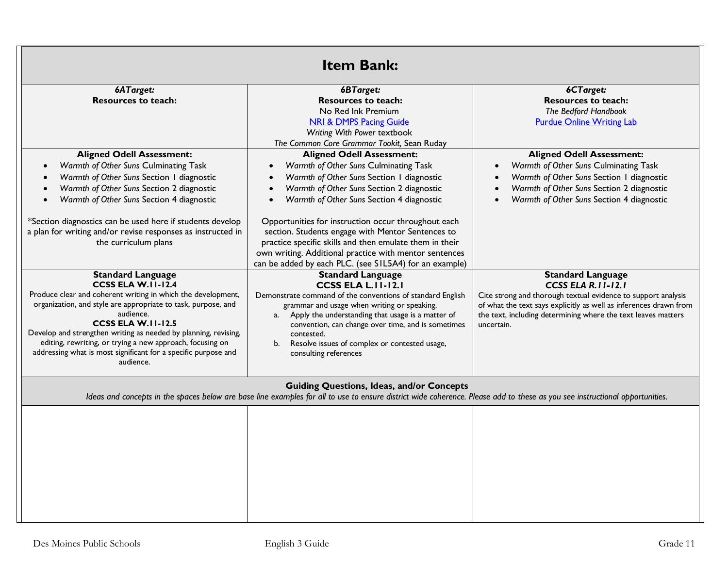## Item Bank:

| ***6ATarget:***<br>**Resources to teach:** | ***6BTarget:***<br>**Resources to teach:**<br>No Red Ink Premium<br>[NRI & DMPS Pacing Guide]<br>*Writing With Power* textbook<br>*The Common Core Grammar Tookit,* Sean Ruday | ***6CTarget:***<br>**Resources to teach:**<br>*The Bedford Handbook*<br>[Purdue Online Writing Lab] |
|---|---|---|
| **Aligned Odell Assessment:**<br>• *Warmth of Other Suns* Culminating Task<br>• *Warmth of Other Suns* Section 1 diagnostic<br>• *Warmth of Other Suns* Section 2 diagnostic<br>• *Warmth of Other Suns* Section 4 diagnostic<br><br>*Section diagnostics can be used here if students develop a plan for writing and/or revise responses as instructed in the curriculum plans | **Aligned Odell Assessment:**<br>• *Warmth of Other Suns* Culminating Task<br>• *Warmth of Other Suns* Section 1 diagnostic<br>• *Warmth of Other Suns* Section 2 diagnostic<br>• *Warmth of Other Suns* Section 4 diagnostic<br><br>Opportunities for instruction occur throughout each section. Students engage with Mentor Sentences to practice specific skills and then emulate them in their own writing. Additional practice with mentor sentences can be added by each PLC. (see S1L5A4) for an example) | **Aligned Odell Assessment:**<br>• *Warmth of Other Suns* Culminating Task<br>• *Warmth of Other Suns* Section 1 diagnostic<br>• *Warmth of Other Suns* Section 2 diagnostic<br>• *Warmth of Other Suns* Section 4 diagnostic |
| **Standard Language**<br>**CCSS ELA W.11-12.4**<br>Produce clear and coherent writing in which the development, organization, and style are appropriate to task, purpose, and audience.<br>**CCSS ELA W.11-12.5**<br>Develop and strengthen writing as needed by planning, revising, editing, rewriting, or trying a new approach, focusing on addressing what is most significant for a specific purpose and audience. | **Standard Language**<br>**CCSS ELA L.11-12.1**<br>Demonstrate command of the conventions of standard English grammar and usage when writing or speaking.<br>a. Apply the understanding that usage is a matter of convention, can change over time, and is sometimes contested.<br>b. Resolve issues of complex or contested usage, consulting references | **Standard Language**<br>***CCSS ELA R.11-12.1***<br>Cite strong and thorough textual evidence to support analysis of what the text says explicitly as well as inferences drawn from the text, including determining where the text leaves matters uncertain. |
| **Guiding Questions, Ideas, and/or Concepts**<br>*Ideas and concepts in the spaces below are base line examples for all to use to ensure district wide coherence. Please add to these as you see instructional opportunities.* | | |
| | | |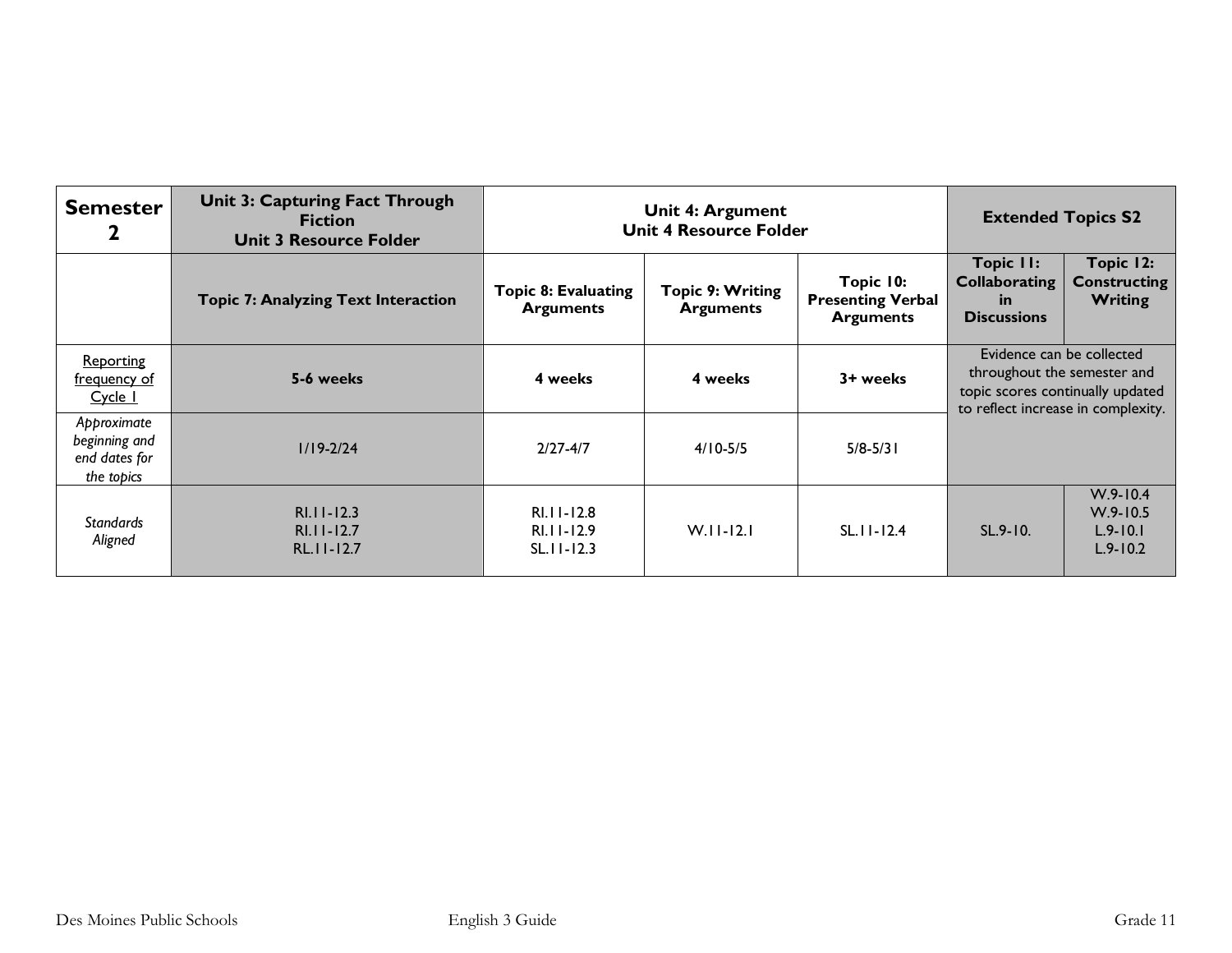| **Semester 2** | **Unit 3: Capturing Fact Through Fiction** **Unit 3 Resource Folder** | **Unit 4: Argument** **Unit 4 Resource Folder** | | | **Extended Topics S2** | |
|---|---|---|---|---|---|---|
| | **Topic 7: Analyzing Text Interaction** | **Topic 8: Evaluating Arguments** | **Topic 9: Writing Arguments** | **Topic 10: Presenting Verbal Arguments** | **Topic 11: Collaborating in Discussions** | **Topic 12: Constructing Writing** |
| Reporting frequency of Cycle 1 | **5-6 weeks** | **4 weeks** | **4 weeks** | **3+ weeks** | Evidence can be collected throughout the semester and topic scores continually updated to reflect increase in complexity. | |
| *Approximate beginning and end dates for the topics* | 1/19-2/24 | 2/27-4/7 | 4/10-5/5 | 5/8-5/31 | | |
| *Standards Aligned* | RI.11-12.3<br>RI.11-12.7<br>RL.11-12.7 | RI.11-12.8<br>RI.11-12.9<br>SL.11-12.3 | W.11-12.1 | SL.11-12.4 | SL.9-10. | W.9-10.4<br>W.9-10.5<br>L.9-10.1<br>L.9-10.2 |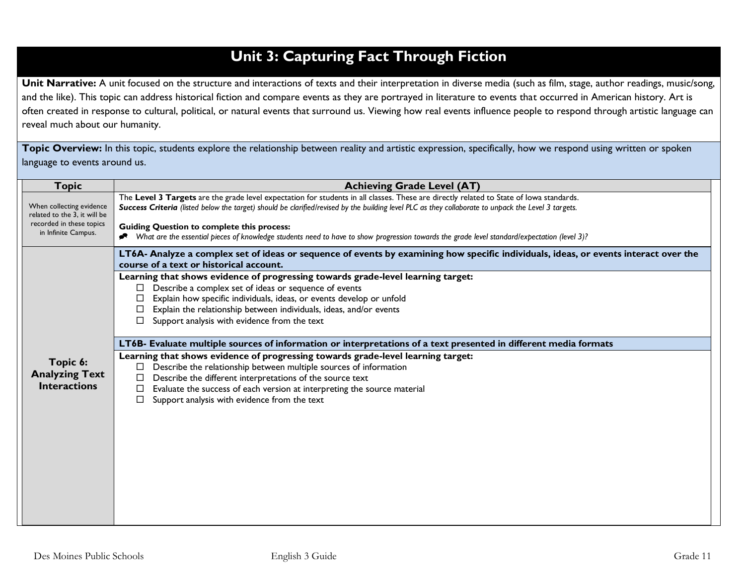# Unit 3: Capturing Fact Through Fiction

**Unit Narrative:** A unit focused on the structure and interactions of texts and their interpretation in diverse media (such as film, stage, author readings, music/song, and the like). This topic can address historical fiction and compare events as they are portrayed in literature to events that occurred in American history. Art is often created in response to cultural, political, or natural events that surround us. Viewing how real events influence people to respond through artistic language can reveal much about our humanity.

**Topic Overview:** In this topic, students explore the relationship between reality and artistic expression, specifically, how we respond using written or spoken language to events around us.

| Topic | Achieving Grade Level (AT) |
|---|---|
| When collecting evidence related to the 3, it will be recorded in these topics in Infinite Campus. | The **Level 3 Targets** are the grade level expectation for students in all classes. These are directly related to State of Iowa standards.<br>***Success Criteria*** *(listed below the target) should be clarified/revised by the building level PLC as they collaborate to unpack the Level 3 targets.*<br><br>**Guiding Question to complete this process:**<br>*What are the essential pieces of knowledge students need to have to show progression towards the grade level standard/expectation (level 3)?* |
| **Topic 6: Analyzing Text Interactions** | **LT6A- Analyze a complex set of ideas or sequence of events by examining how specific individuals, ideas, or events interact over the course of a text or historical account.**<br>**Learning that shows evidence of progressing towards grade-level learning target:**<br>☐ Describe a complex set of ideas or sequence of events<br>☐ Explain how specific individuals, ideas, or events develop or unfold<br>☐ Explain the relationship between individuals, ideas, and/or events<br>☐ Support analysis with evidence from the text<br><br>**LT6B- Evaluate multiple sources of information or interpretations of a text presented in different media formats**<br>**Learning that shows evidence of progressing towards grade-level learning target:**<br>☐ Describe the relationship between multiple sources of information<br>☐ Describe the different interpretations of the source text<br>☐ Evaluate the success of each version at interpreting the source material<br>☐ Support analysis with evidence from the text |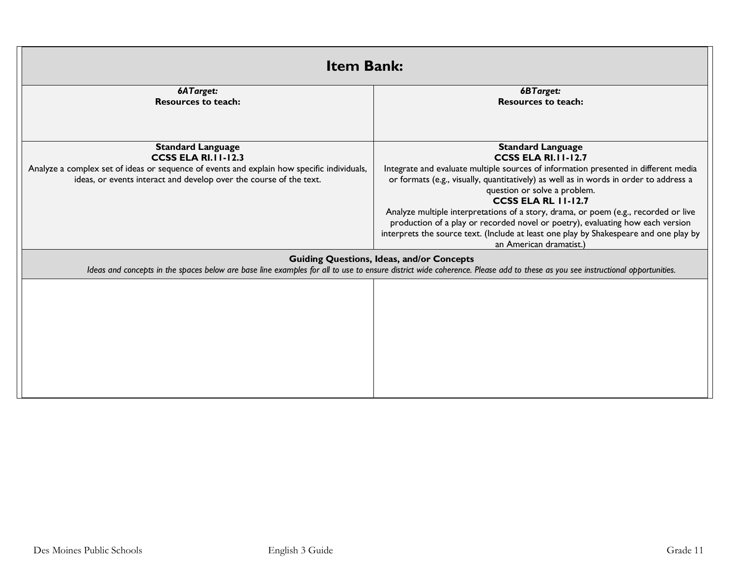## Item Bank:

| *6ATarget:*<br>**Resources to teach:** | *6BTarget:*<br>**Resources to teach:** |
|---|---|
| **Standard Language**<br>**CCSS ELA RI.11-12.3**<br>Analyze a complex set of ideas or sequence of events and explain how specific individuals, ideas, or events interact and develop over the course of the text. | **Standard Language**<br>**CCSS ELA RI.11-12.7**<br>Integrate and evaluate multiple sources of information presented in different media or formats (e.g., visually, quantitatively) as well as in words in order to address a question or solve a problem.<br>**CCSS ELA RL 11-12.7**<br>Analyze multiple interpretations of a story, drama, or poem (e.g., recorded or live production of a play or recorded novel or poetry), evaluating how each version interprets the source text. (Include at least one play by Shakespeare and one play by an American dramatist.) |
| **Guiding Questions, Ideas, and/or Concepts**<br>*Ideas and concepts in the spaces below are base line examples for all to use to ensure district wide coherence. Please add to these as you see instructional opportunities.* | |
| | |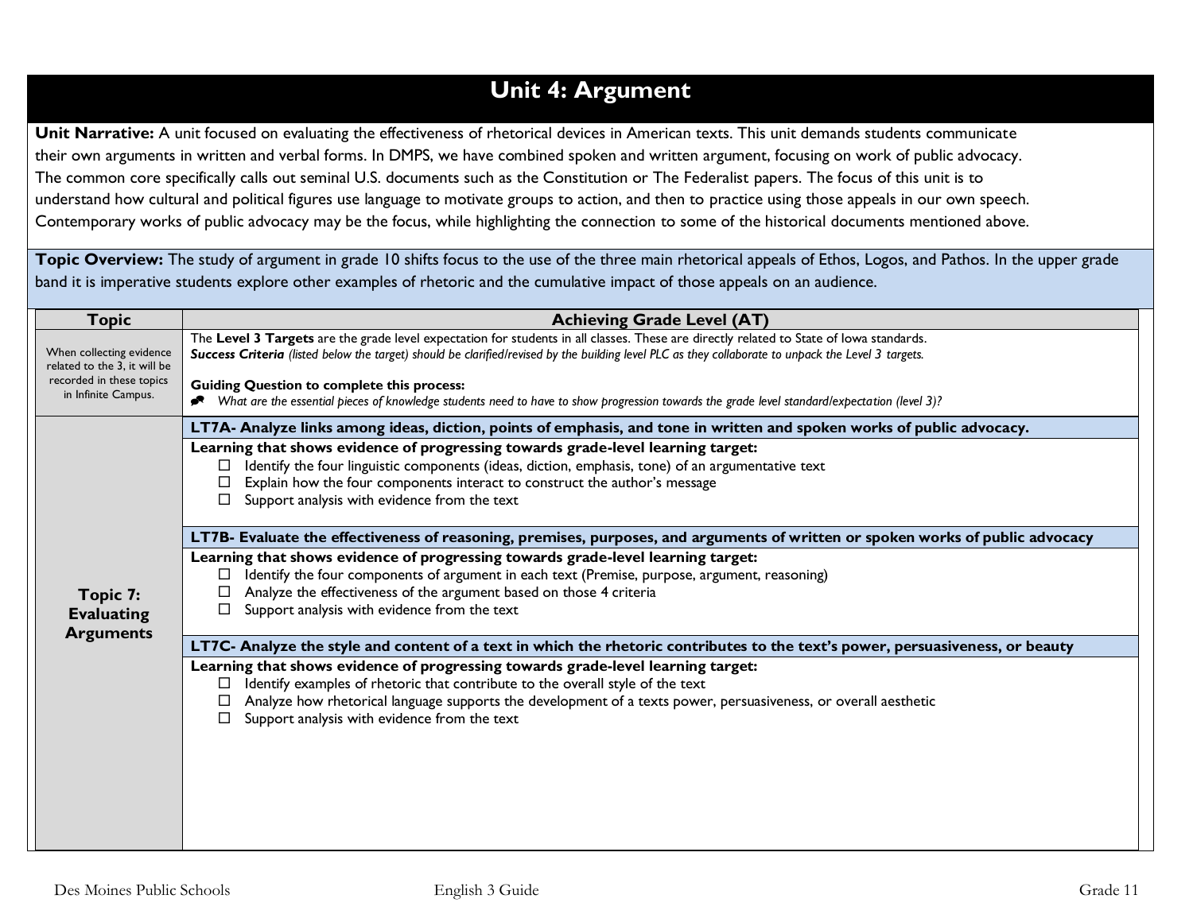# Unit 4: Argument

**Unit Narrative:** A unit focused on evaluating the effectiveness of rhetorical devices in American texts. This unit demands students communicate their own arguments in written and verbal forms. In DMPS, we have combined spoken and written argument, focusing on work of public advocacy. The common core specifically calls out seminal U.S. documents such as the Constitution or The Federalist papers. The focus of this unit is to understand how cultural and political figures use language to motivate groups to action, and then to practice using those appeals in our own speech. Contemporary works of public advocacy may be the focus, while highlighting the connection to some of the historical documents mentioned above.

**Topic Overview:** The study of argument in grade 10 shifts focus to the use of the three main rhetorical appeals of Ethos, Logos, and Pathos. In the upper grade band it is imperative students explore other examples of rhetoric and the cumulative impact of those appeals on an audience.

| Topic | Achieving Grade Level (AT) |
|---|---|
| When collecting evidence related to the 3, it will be recorded in these topics in Infinite Campus. | The **Level 3 Targets** are the grade level expectation for students in all classes. These are directly related to State of Iowa standards.<br>***Success Criteria*** *(listed below the target) should be clarified/revised by the building level PLC as they collaborate to unpack the Level 3 targets.*<br><br>**Guiding Question to complete this process:**<br>*What are the essential pieces of knowledge students need to have to show progression towards the grade level standard/expectation (level 3)?* |
| **Topic 7: Evaluating Arguments** | **LT7A- Analyze links among ideas, diction, points of emphasis, and tone in written and spoken works of public advocacy.** |
| | **Learning that shows evidence of progressing towards grade-level learning target:**<br>☐ Identify the four linguistic components (ideas, diction, emphasis, tone) of an argumentative text<br>☐ Explain how the four components interact to construct the author's message<br>☐ Support analysis with evidence from the text |
| | **LT7B- Evaluate the effectiveness of reasoning, premises, purposes, and arguments of written or spoken works of public advocacy** |
| | **Learning that shows evidence of progressing towards grade-level learning target:**<br>☐ Identify the four components of argument in each text (Premise, purpose, argument, reasoning)<br>☐ Analyze the effectiveness of the argument based on those 4 criteria<br>☐ Support analysis with evidence from the text |
| | **LT7C- Analyze the style and content of a text in which the rhetoric contributes to the text's power, persuasiveness, or beauty** |
| | **Learning that shows evidence of progressing towards grade-level learning target:**<br>☐ Identify examples of rhetoric that contribute to the overall style of the text<br>☐ Analyze how rhetorical language supports the development of a texts power, persuasiveness, or overall aesthetic<br>☐ Support analysis with evidence from the text |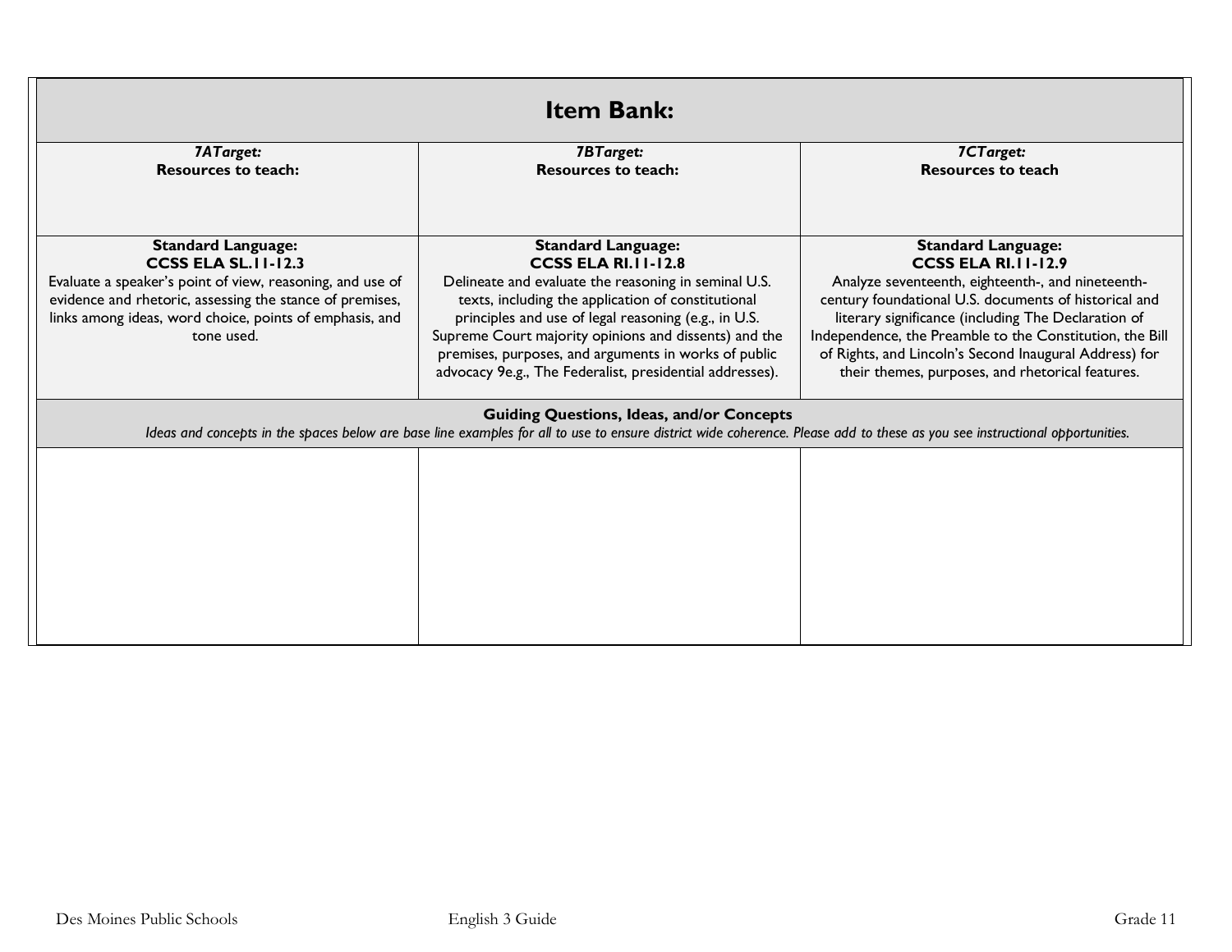# Item Bank:

| *7ATarget:* **Resources to teach:** | *7BTarget:* **Resources to teach:** | *7CTarget:* **Resources to teach** |
| --- | --- | --- |
| **Standard Language: CCSS ELA SL.11-12.3** Evaluate a speaker's point of view, reasoning, and use of evidence and rhetoric, assessing the stance of premises, links among ideas, word choice, points of emphasis, and tone used. | **Standard Language: CCSS ELA RI.11-12.8** Delineate and evaluate the reasoning in seminal U.S. texts, including the application of constitutional principles and use of legal reasoning (e.g., in U.S. Supreme Court majority opinions and dissents) and the premises, purposes, and arguments in works of public advocacy 9e.g., The Federalist, presidential addresses). | **Standard Language: CCSS ELA RI.11-12.9** Analyze seventeenth, eighteenth-, and nineteenth-century foundational U.S. documents of historical and literary significance (including The Declaration of Independence, the Preamble to the Constitution, the Bill of Rights, and Lincoln's Second Inaugural Address) for their themes, purposes, and rhetorical features. |
| **Guiding Questions, Ideas, and/or Concepts** *Ideas and concepts in the spaces below are base line examples for all to use to ensure district wide coherence. Please add to these as you see instructional opportunities.* | | |
| | | |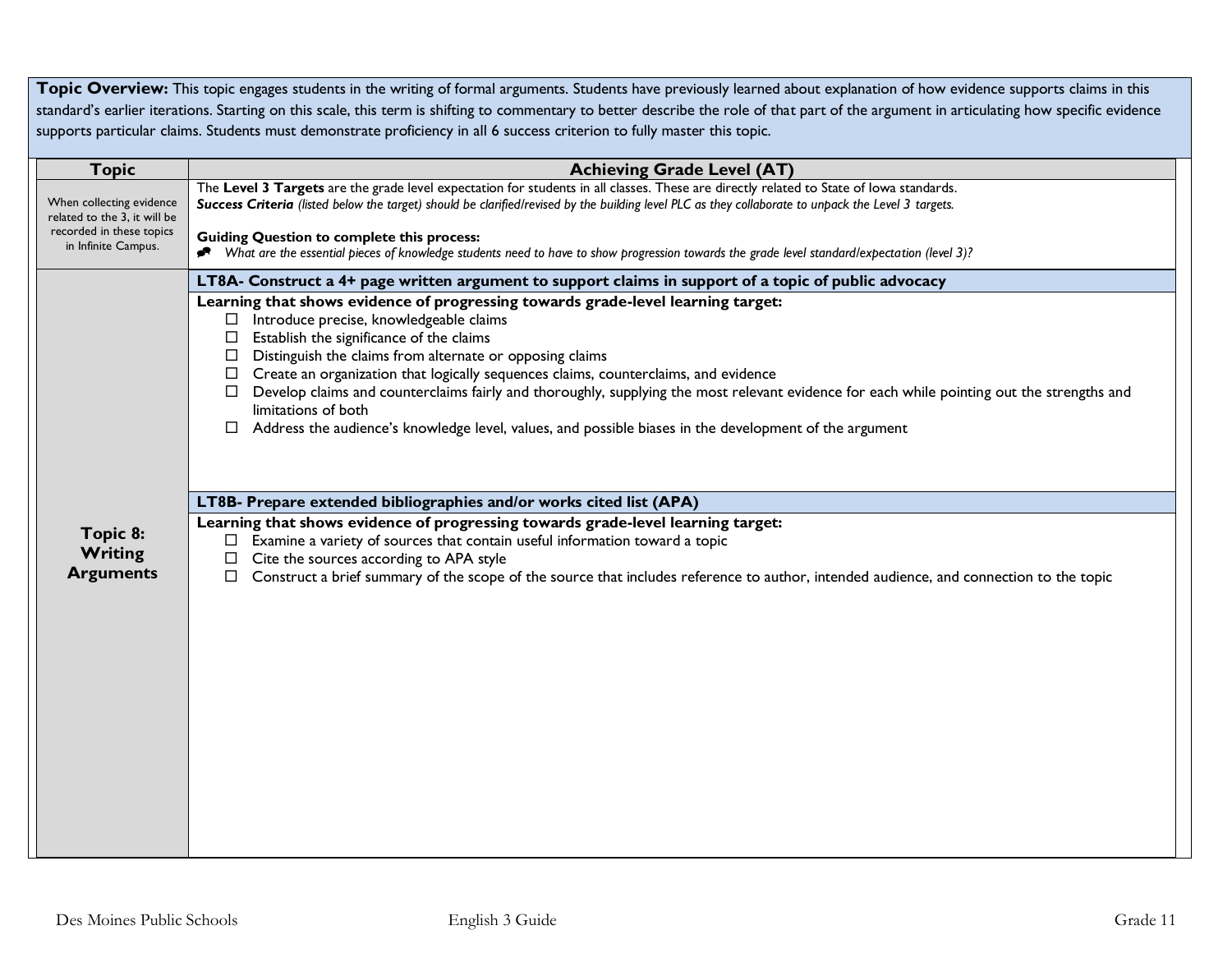**Topic Overview:** This topic engages students in the writing of formal arguments. Students have previously learned about explanation of how evidence supports claims in this standard's earlier iterations. Starting on this scale, this term is shifting to commentary to better describe the role of that part of the argument in articulating how specific evidence supports particular claims. Students must demonstrate proficiency in all 6 success criterion to fully master this topic.

| Topic | Achieving Grade Level (AT) |
|---|---|
| When collecting evidence related to the 3, it will be recorded in these topics in Infinite Campus. | The **Level 3 Targets** are the grade level expectation for students in all classes. These are directly related to State of Iowa standards.<br>***Success Criteria*** *(listed below the target) should be clarified/revised by the building level PLC as they collaborate to unpack the Level 3 targets.*<br><br>**Guiding Question to complete this process:**<br>*What are the essential pieces of knowledge students need to have to show progression towards the grade level standard/expectation (level 3)?* |
| **Topic 8: Writing Arguments** | **LT8A- Construct a 4+ page written argument to support claims in support of a topic of public advocacy**<br><br>**Learning that shows evidence of progressing towards grade-level learning target:**<br>☐ Introduce precise, knowledgeable claims<br>☐ Establish the significance of the claims<br>☐ Distinguish the claims from alternate or opposing claims<br>☐ Create an organization that logically sequences claims, counterclaims, and evidence<br>☐ Develop claims and counterclaims fairly and thoroughly, supplying the most relevant evidence for each while pointing out the strengths and limitations of both<br>☐ Address the audience's knowledge level, values, and possible biases in the development of the argument<br><br>**LT8B- Prepare extended bibliographies and/or works cited list (APA)**<br><br>**Learning that shows evidence of progressing towards grade-level learning target:**<br>☐ Examine a variety of sources that contain useful information toward a topic<br>☐ Cite the sources according to APA style<br>☐ Construct a brief summary of the scope of the source that includes reference to author, intended audience, and connection to the topic |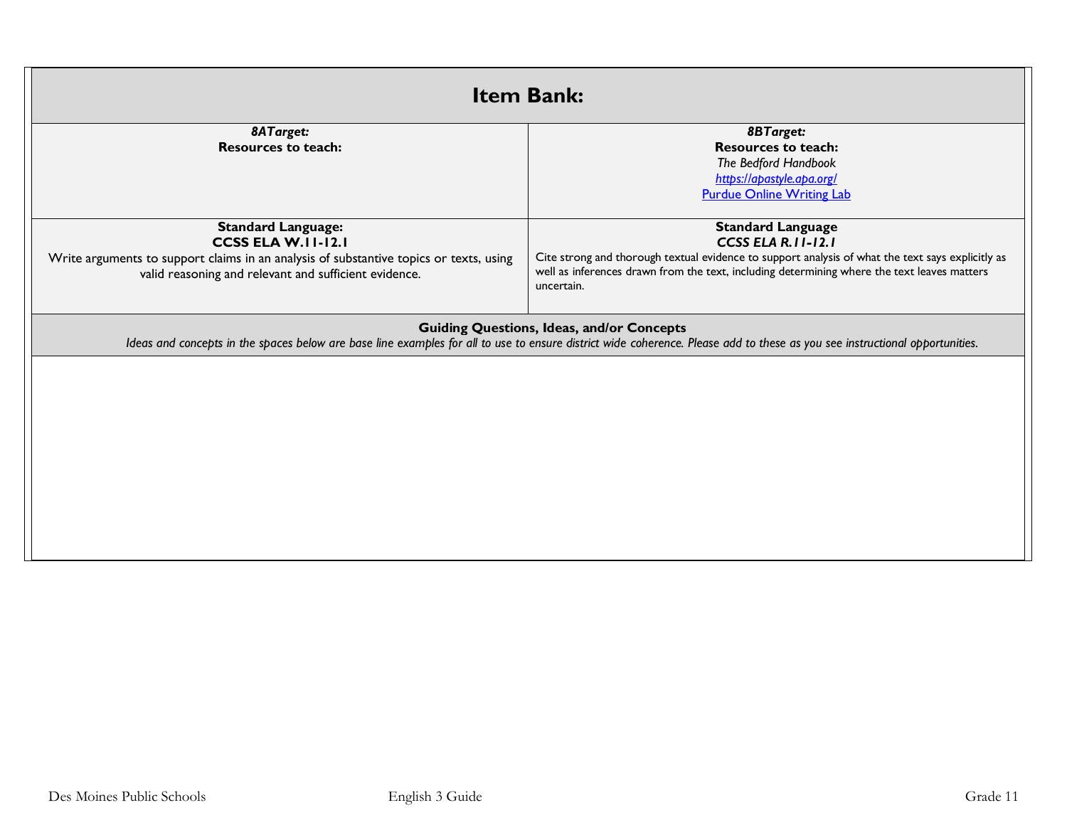# Item Bank:

| *8ATarget:* **Resources to teach:** | *8BTarget:* **Resources to teach:** *The Bedford Handbook* [https://apastyle.apa.org/](https://apastyle.apa.org/) [Purdue Online Writing Lab]() |
|---|---|
| **Standard Language:** **CCSS ELA W.11-12.1** Write arguments to support claims in an analysis of substantive topics or texts, using valid reasoning and relevant and sufficient evidence. | **Standard Language** ***CCSS ELA R.11-12.1*** Cite strong and thorough textual evidence to support analysis of what the text says explicitly as well as inferences drawn from the text, including determining where the text leaves matters uncertain. |

**Guiding Questions, Ideas, and/or Concepts**

*Ideas and concepts in the spaces below are base line examples for all to use to ensure district wide coherence. Please add to these as you see instructional opportunities.*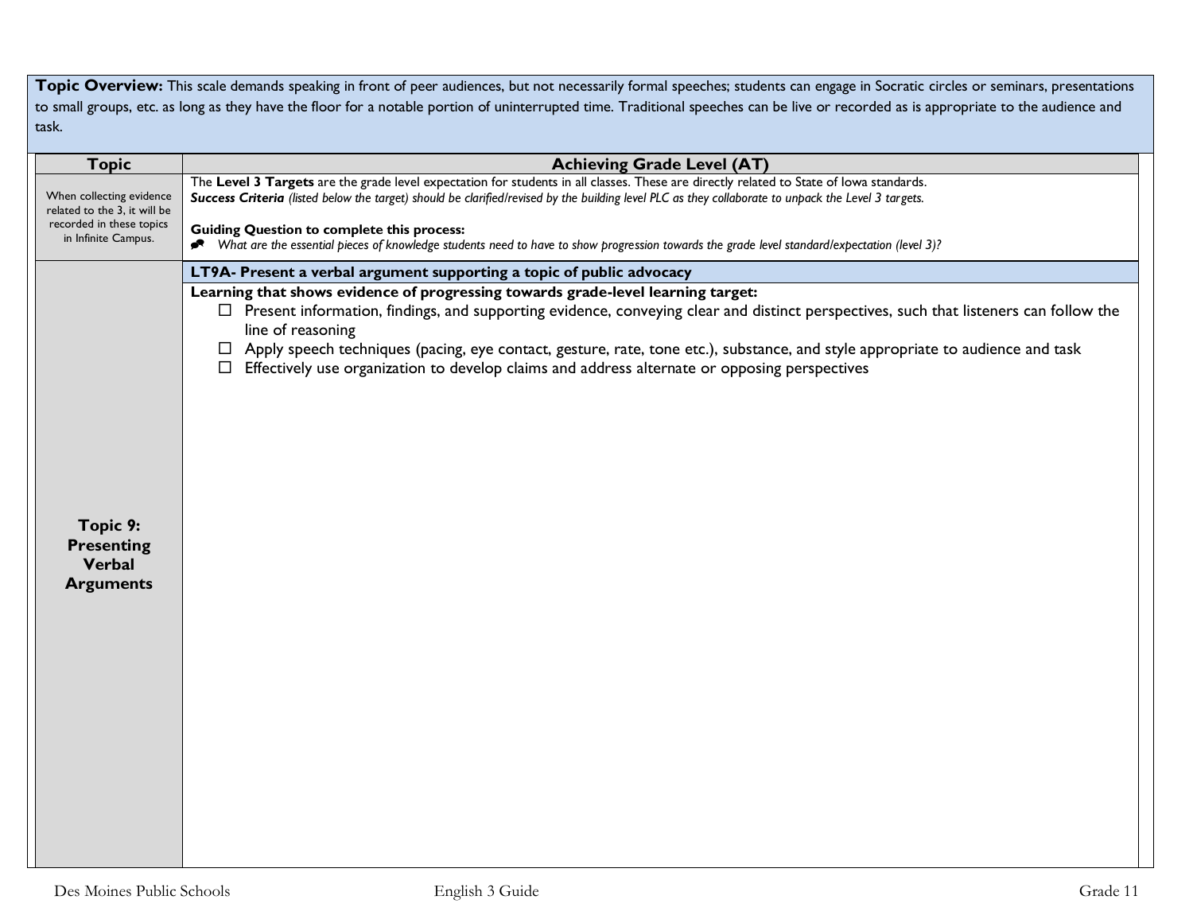**Topic Overview:** This scale demands speaking in front of peer audiences, but not necessarily formal speeches; students can engage in Socratic circles or seminars, presentations to small groups, etc. as long as they have the floor for a notable portion of uninterrupted time. Traditional speeches can be live or recorded as is appropriate to the audience and task.

| Topic | Achieving Grade Level (AT) |
|---|---|
| When collecting evidence related to the 3, it will be recorded in these topics in Infinite Campus. | The **Level 3 Targets** are the grade level expectation for students in all classes. These are directly related to State of Iowa standards.<br>***Success Criteria*** *(listed below the target) should be clarified/revised by the building level PLC as they collaborate to unpack the Level 3 targets.*<br><br>**Guiding Question to complete this process:**<br>*What are the essential pieces of knowledge students need to have to show progression towards the grade level standard/expectation (level 3)?* |
| **Topic 9: Presenting Verbal Arguments** | **LT9A- Present a verbal argument supporting a topic of public advocacy**<br><br>**Learning that shows evidence of progressing towards grade-level learning target:**<br>☐ Present information, findings, and supporting evidence, conveying clear and distinct perspectives, such that listeners can follow the line of reasoning<br>☐ Apply speech techniques (pacing, eye contact, gesture, rate, tone etc.), substance, and style appropriate to audience and task<br>☐ Effectively use organization to develop claims and address alternate or opposing perspectives |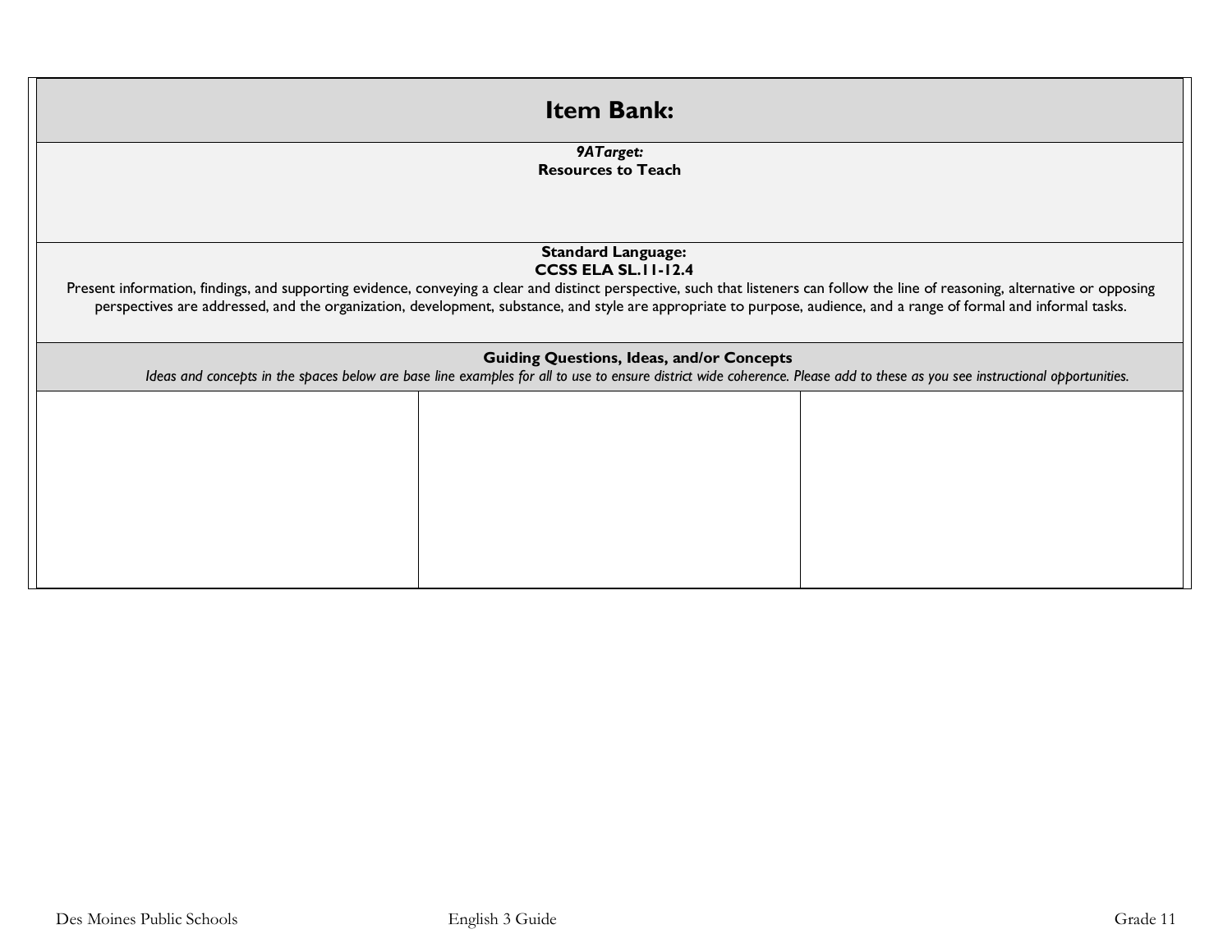# Item Bank:

*9ATarget:*
**Resources to Teach**

**Standard Language:**
**CCSS ELA SL.11-12.4**
Present information, findings, and supporting evidence, conveying a clear and distinct perspective, such that listeners can follow the line of reasoning, alternative or opposing perspectives are addressed, and the organization, development, substance, and style are appropriate to purpose, audience, and a range of formal and informal tasks.

**Guiding Questions, Ideas, and/or Concepts**
*Ideas and concepts in the spaces below are base line examples for all to use to ensure district wide coherence. Please add to these as you see instructional opportunities.*

| | | |
|---|---|---|
| | | |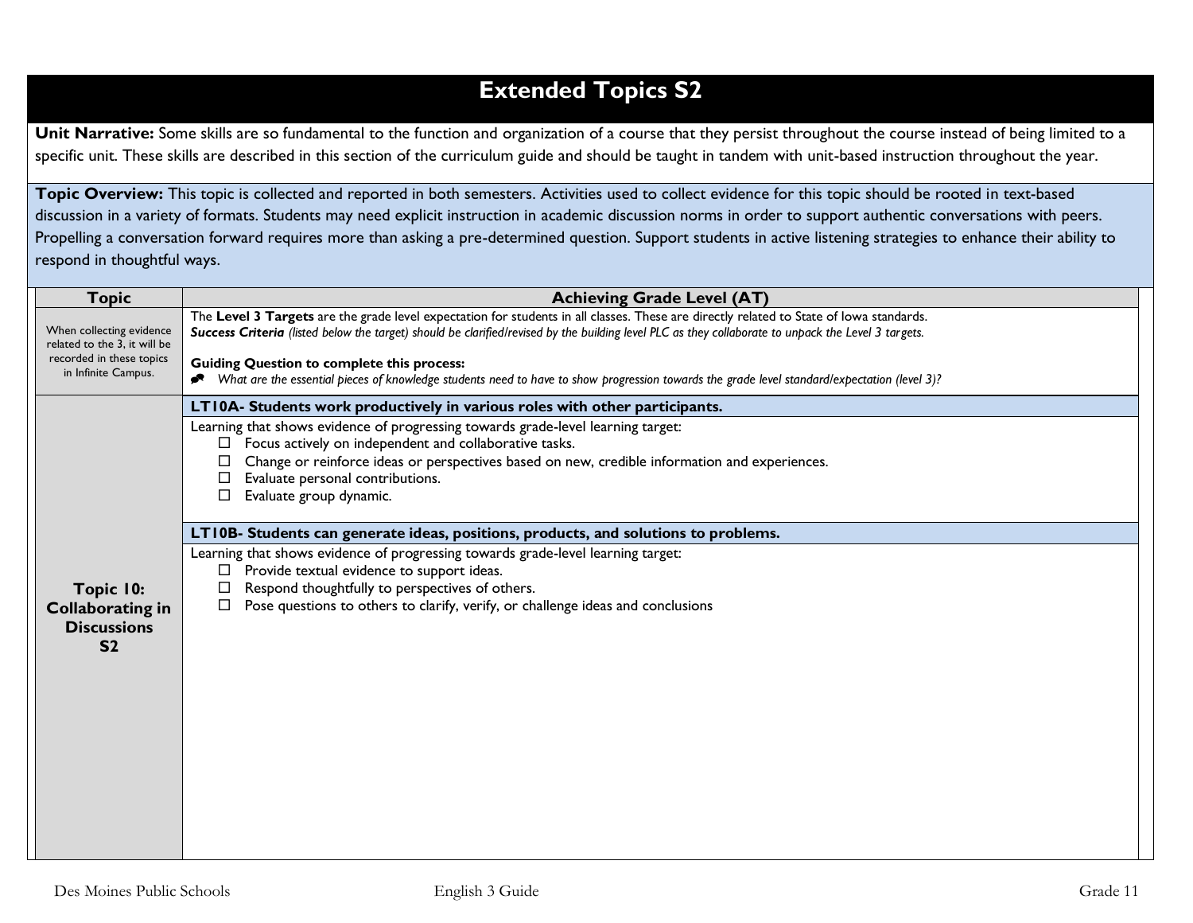# Extended Topics S2

**Unit Narrative:** Some skills are so fundamental to the function and organization of a course that they persist throughout the course instead of being limited to a specific unit. These skills are described in this section of the curriculum guide and should be taught in tandem with unit-based instruction throughout the year.

**Topic Overview:** This topic is collected and reported in both semesters. Activities used to collect evidence for this topic should be rooted in text-based discussion in a variety of formats. Students may need explicit instruction in academic discussion norms in order to support authentic conversations with peers. Propelling a conversation forward requires more than asking a pre-determined question. Support students in active listening strategies to enhance their ability to respond in thoughtful ways.

| Topic | Achieving Grade Level (AT) |
|---|---|
| When collecting evidence related to the 3, it will be recorded in these topics in Infinite Campus. | The **Level 3 Targets** are the grade level expectation for students in all classes. These are directly related to State of Iowa standards.<br>***Success Criteria*** *(listed below the target) should be clarified/revised by the building level PLC as they collaborate to unpack the Level 3 targets.*<br><br>**Guiding Question to complete this process:**<br>*What are the essential pieces of knowledge students need to have to show progression towards the grade level standard/expectation (level 3)?* |
| **Topic 10: Collaborating in Discussions S2** | **LT10A- Students work productively in various roles with other participants.**<br>Learning that shows evidence of progressing towards grade-level learning target:<br>☐ Focus actively on independent and collaborative tasks.<br>☐ Change or reinforce ideas or perspectives based on new, credible information and experiences.<br>☐ Evaluate personal contributions.<br>☐ Evaluate group dynamic.<br><br>**LT10B- Students can generate ideas, positions, products, and solutions to problems.**<br>Learning that shows evidence of progressing towards grade-level learning target:<br>☐ Provide textual evidence to support ideas.<br>☐ Respond thoughtfully to perspectives of others.<br>☐ Pose questions to others to clarify, verify, or challenge ideas and conclusions |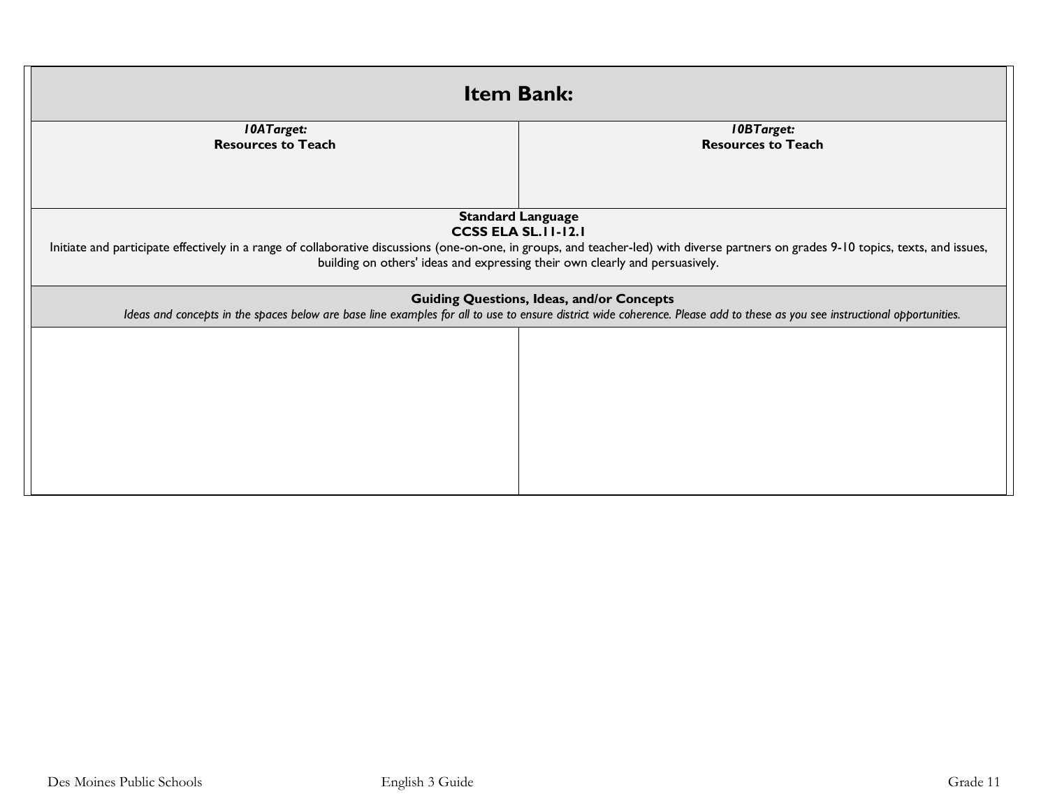| Item Bank: | |
|---|---|
| ***10ATarget:*** **Resources to Teach** | ***10BTarget:*** **Resources to Teach** |
| **Standard Language** **CCSS ELA SL.11-12.1** Initiate and participate effectively in a range of collaborative discussions (one-on-one, in groups, and teacher-led) with diverse partners on grades 9-10 topics, texts, and issues, building on others' ideas and expressing their own clearly and persuasively. | |
| **Guiding Questions, Ideas, and/or Concepts** *Ideas and concepts in the spaces below are base line examples for all to use to ensure district wide coherence. Please add to these as you see instructional opportunities.* | |
| | |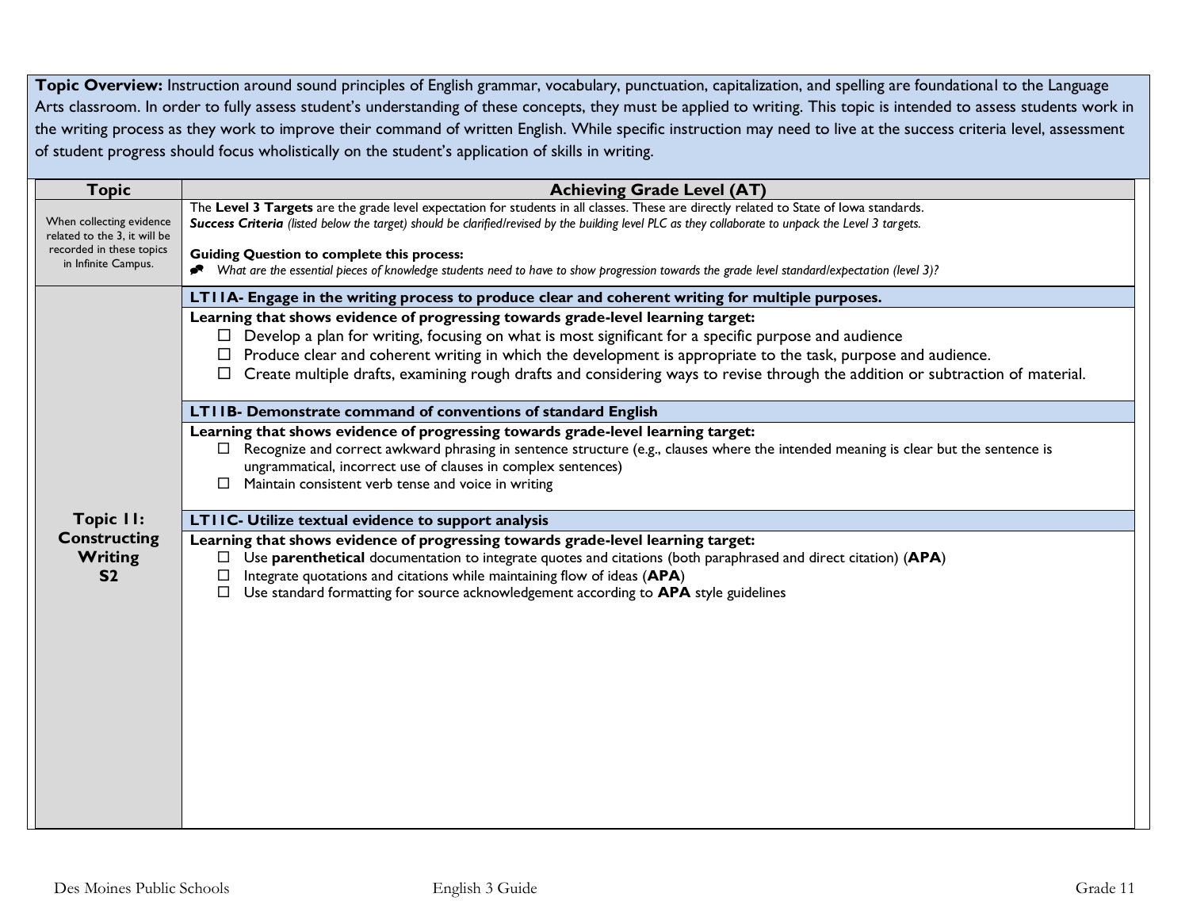**Topic Overview:** Instruction around sound principles of English grammar, vocabulary, punctuation, capitalization, and spelling are foundational to the Language Arts classroom. In order to fully assess student's understanding of these concepts, they must be applied to writing. This topic is intended to assess students work in the writing process as they work to improve their command of written English. While specific instruction may need to live at the success criteria level, assessment of student progress should focus wholistically on the student's application of skills in writing.

| Topic | Achieving Grade Level (AT) |
|---|---|
| When collecting evidence related to the 3, it will be recorded in these topics in Infinite Campus. | The **Level 3 Targets** are the grade level expectation for students in all classes. These are directly related to State of Iowa standards.<br>***Success Criteria*** *(listed below the target) should be clarified/revised by the building level PLC as they collaborate to unpack the Level 3 targets.*<br><br>**Guiding Question to complete this process:**<br>• *What are the essential pieces of knowledge students need to have to show progression towards the grade level standard/expectation (level 3)?* |
| **Topic 11: Constructing Writing S2** | **LT11A- Engage in the writing process to produce clear and coherent writing for multiple purposes.**<br>**Learning that shows evidence of progressing towards grade-level learning target:**<br>☐ Develop a plan for writing, focusing on what is most significant for a specific purpose and audience<br>☐ Produce clear and coherent writing in which the development is appropriate to the task, purpose and audience.<br>☐ Create multiple drafts, examining rough drafts and considering ways to revise through the addition or subtraction of material.<br><br>**LT11B- Demonstrate command of conventions of standard English**<br>**Learning that shows evidence of progressing towards grade-level learning target:**<br>☐ Recognize and correct awkward phrasing in sentence structure (e.g., clauses where the intended meaning is clear but the sentence is ungrammatical, incorrect use of clauses in complex sentences)<br>☐ Maintain consistent verb tense and voice in writing<br><br>**LT11C- Utilize textual evidence to support analysis**<br>**Learning that shows evidence of progressing towards grade-level learning target:**<br>☐ Use **parenthetical** documentation to integrate quotes and citations (both paraphrased and direct citation) (**APA**)<br>☐ Integrate quotations and citations while maintaining flow of ideas (**APA**)<br>☐ Use standard formatting for source acknowledgement according to **APA** style guidelines |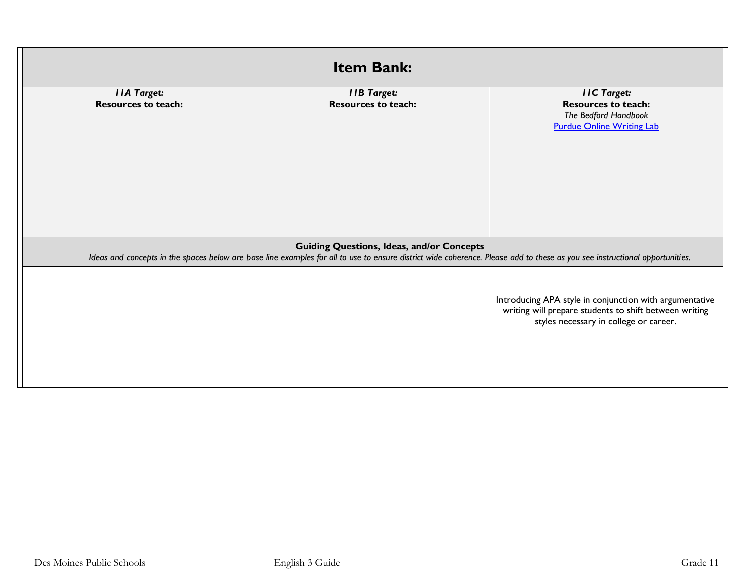| Item Bank: | | |
|---|---|---|
| ***11A Target:*** **Resources to teach:** | ***11B Target:*** **Resources to teach:** | ***11C Target:*** **Resources to teach:** *The Bedford Handbook* Purdue Online Writing Lab |
| **Guiding Questions, Ideas, and/or Concepts** *Ideas and concepts in the spaces below are base line examples for all to use to ensure district wide coherence. Please add to these as you see instructional opportunities.* | | |
| | | Introducing APA style in conjunction with argumentative writing will prepare students to shift between writing styles necessary in college or career. |